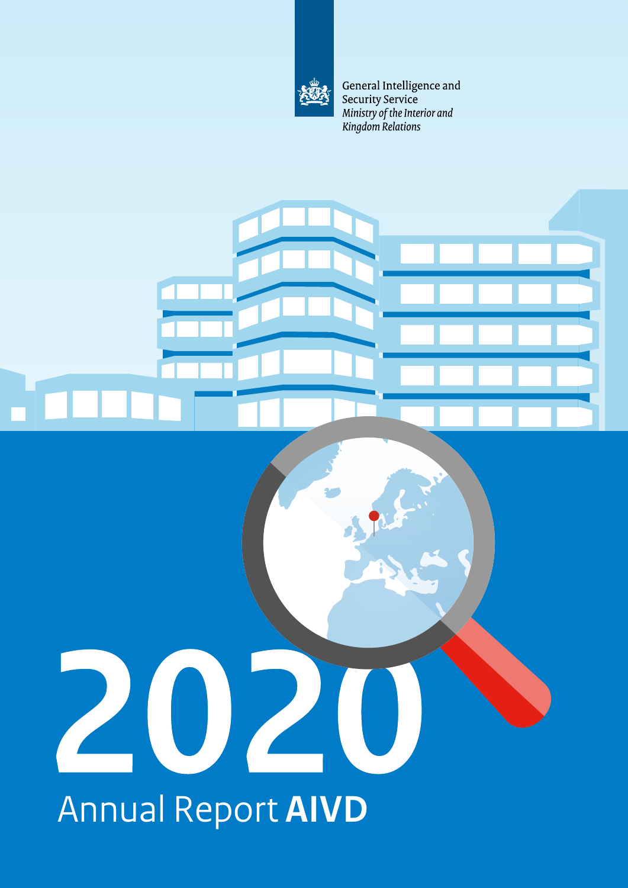General Intelligence and Security Service
*Ministry of the Interior and Kingdom Relations*

# 2020

## Annual Report **AIVD**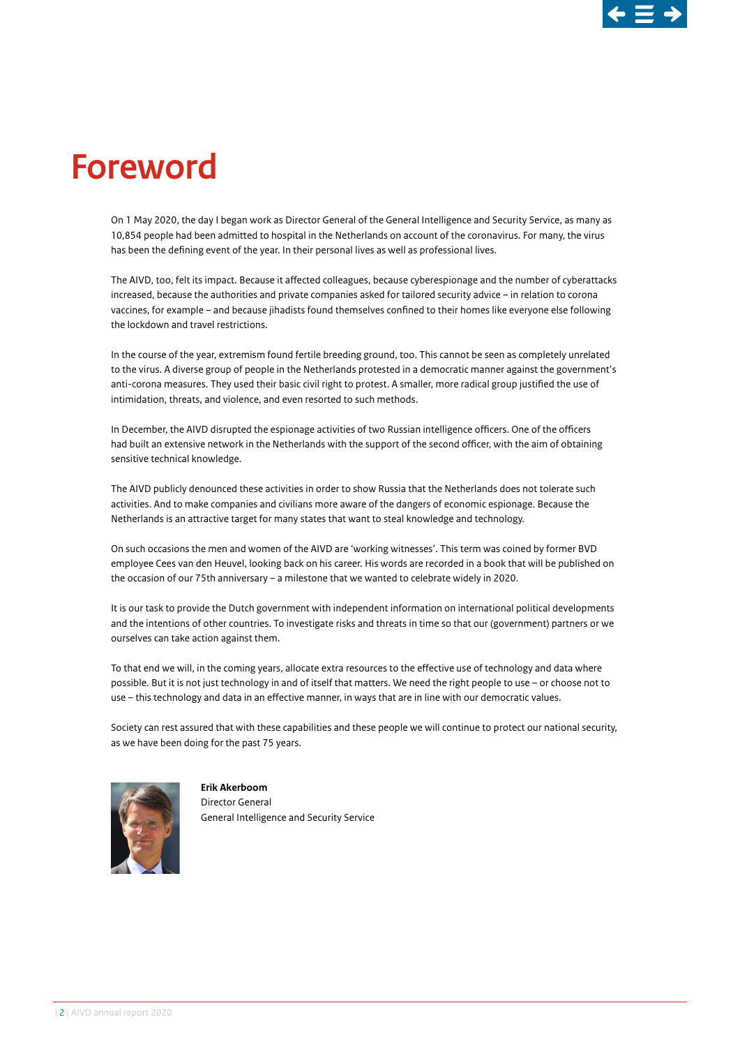# Foreword

On 1 May 2020, the day I began work as Director General of the General Intelligence and Security Service, as many as 10,854 people had been admitted to hospital in the Netherlands on account of the coronavirus. For many, the virus has been the defining event of the year. In their personal lives as well as professional lives.

The AIVD, too, felt its impact. Because it affected colleagues, because cyberespionage and the number of cyberattacks increased, because the authorities and private companies asked for tailored security advice – in relation to corona vaccines, for example – and because jihadists found themselves confined to their homes like everyone else following the lockdown and travel restrictions.

In the course of the year, extremism found fertile breeding ground, too. This cannot be seen as completely unrelated to the virus. A diverse group of people in the Netherlands protested in a democratic manner against the government's anti-corona measures. They used their basic civil right to protest. A smaller, more radical group justified the use of intimidation, threats, and violence, and even resorted to such methods.

In December, the AIVD disrupted the espionage activities of two Russian intelligence officers. One of the officers had built an extensive network in the Netherlands with the support of the second officer, with the aim of obtaining sensitive technical knowledge.

The AIVD publicly denounced these activities in order to show Russia that the Netherlands does not tolerate such activities. And to make companies and civilians more aware of the dangers of economic espionage. Because the Netherlands is an attractive target for many states that want to steal knowledge and technology.

On such occasions the men and women of the AIVD are 'working witnesses'. This term was coined by former BVD employee Cees van den Heuvel, looking back on his career. His words are recorded in a book that will be published on the occasion of our 75th anniversary – a milestone that we wanted to celebrate widely in 2020.

It is our task to provide the Dutch government with independent information on international political developments and the intentions of other countries. To investigate risks and threats in time so that our (government) partners or we ourselves can take action against them.

To that end we will, in the coming years, allocate extra resources to the effective use of technology and data where possible. But it is not just technology in and of itself that matters. We need the right people to use – or choose not to use – this technology and data in an effective manner, in ways that are in line with our democratic values.

Society can rest assured that with these capabilities and these people we will continue to protect our national security, as we have been doing for the past 75 years.

**Erik Akerboom**
Director General
General Intelligence and Security Service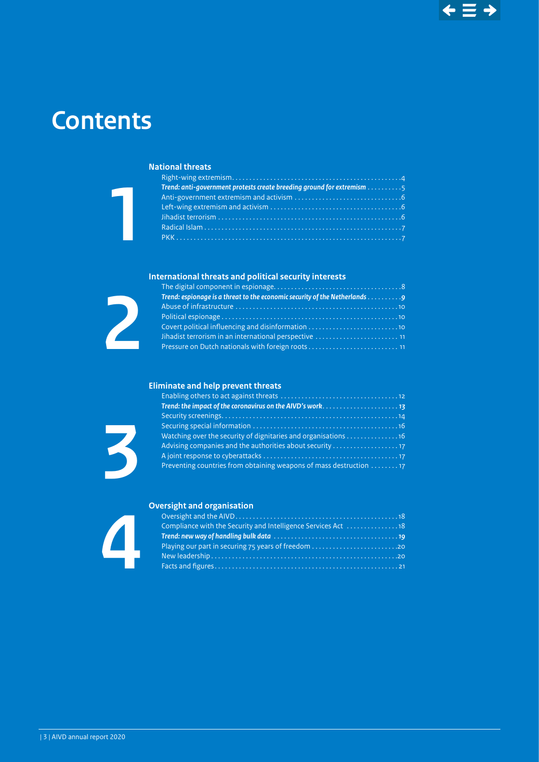# Contents

## 1 National threats

- Right-wing extremism....4
- *Trend: anti-government protests create breeding ground for extremism*....5
- Anti-government extremism and activism....6
- Left-wing extremism and activism....6
- Jihadist terrorism....6
- Radical Islam....7
- PKK....7

## 2 International threats and political security interests

- The digital component in espionage....8
- *Trend: espionage is a threat to the economic security of the Netherlands*....9
- Abuse of infrastructure....10
- Political espionage....10
- Covert political influencing and disinformation....10
- Jihadist terrorism in an international perspective....11
- Pressure on Dutch nationals with foreign roots....11

## 3 Eliminate and help prevent threats

- Enabling others to act against threats....12
- *Trend: the impact of the coronavirus on the AIVD's work*....13
- Security screenings....14
- Securing special information....16
- Watching over the security of dignitaries and organisations....16
- Advising companies and the authorities about security....17
- A joint response to cyberattacks....17
- Preventing countries from obtaining weapons of mass destruction....17

## 4 Oversight and organisation

- Oversight and the AIVD....18
- Compliance with the Security and Intelligence Services Act....18
- *Trend: new way of handling bulk data*....19
- Playing our part in securing 75 years of freedom....20
- New leadership....20
- Facts and figures....21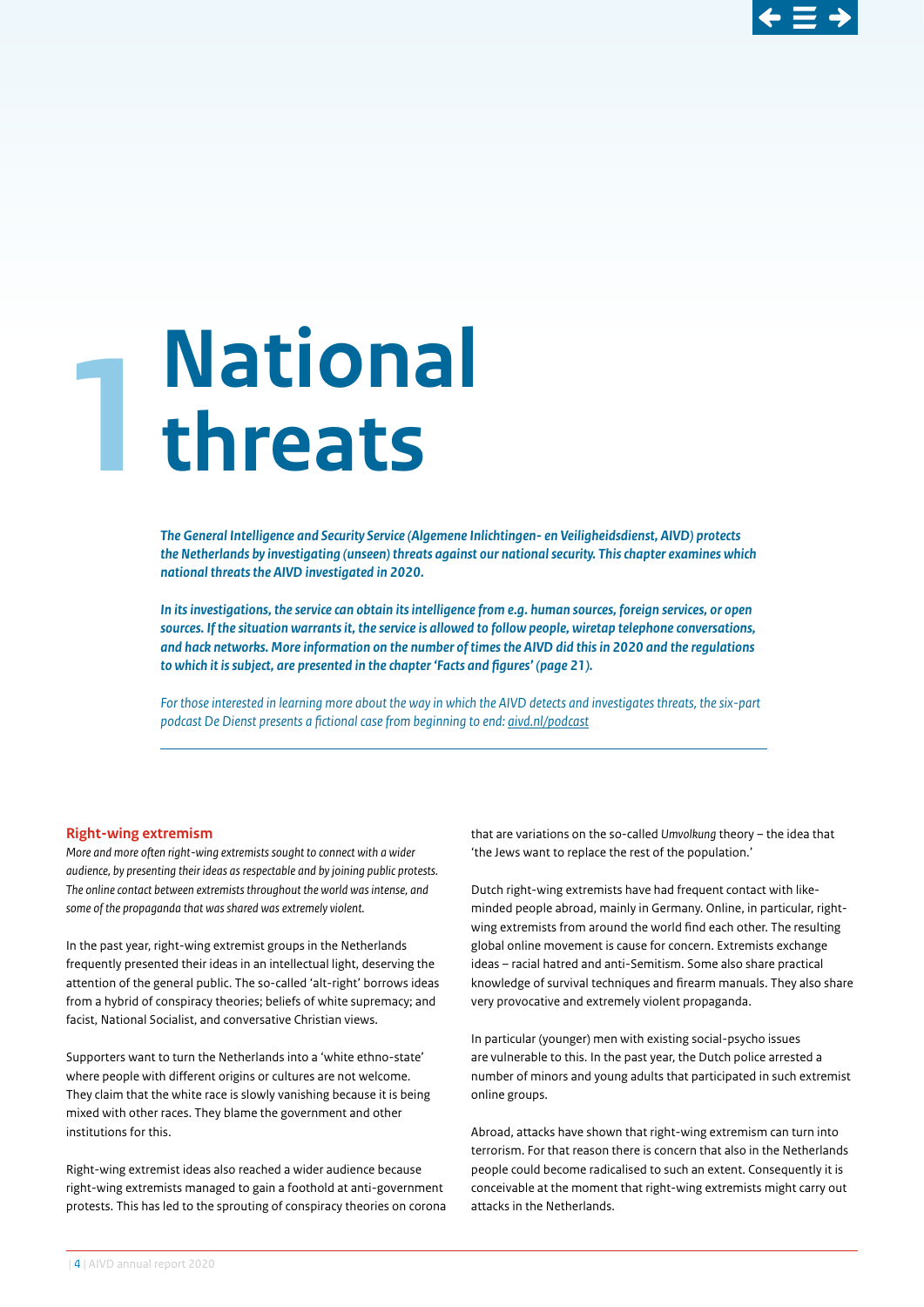# 1 National threats

***The General Intelligence and Security Service (Algemene Inlichtingen- en Veiligheidsdienst, AIVD) protects the Netherlands by investigating (unseen) threats against our national security. This chapter examines which national threats the AIVD investigated in 2020.***

***In its investigations, the service can obtain its intelligence from e.g. human sources, foreign services, or open sources. If the situation warrants it, the service is allowed to follow people, wiretap telephone conversations, and hack networks. More information on the number of times the AIVD did this in 2020 and the regulations to which it is subject, are presented in the chapter 'Facts and figures' (page 21).***

*For those interested in learning more about the way in which the AIVD detects and investigates threats, the six-part podcast De Dienst presents a fictional case from beginning to end: aivd.nl/podcast*

---

## Right-wing extremism

*More and more often right-wing extremists sought to connect with a wider audience, by presenting their ideas as respectable and by joining public protests. The online contact between extremists throughout the world was intense, and some of the propaganda that was shared was extremely violent.*

In the past year, right-wing extremist groups in the Netherlands frequently presented their ideas in an intellectual light, deserving the attention of the general public. The so-called 'alt-right' borrows ideas from a hybrid of conspiracy theories; beliefs of white supremacy; and facist, National Socialist, and conversative Christian views.

Supporters want to turn the Netherlands into a 'white ethno-state' where people with different origins or cultures are not welcome. They claim that the white race is slowly vanishing because it is being mixed with other races. They blame the government and other institutions for this.

Right-wing extremist ideas also reached a wider audience because right-wing extremists managed to gain a foothold at anti-government protests. This has led to the sprouting of conspiracy theories on corona that are variations on the so-called *Umvolkung* theory – the idea that 'the Jews want to replace the rest of the population.'

Dutch right-wing extremists have had frequent contact with like-minded people abroad, mainly in Germany. Online, in particular, right-wing extremists from around the world find each other. The resulting global online movement is cause for concern. Extremists exchange ideas – racial hatred and anti-Semitism. Some also share practical knowledge of survival techniques and firearm manuals. They also share very provocative and extremely violent propaganda.

In particular (younger) men with existing social-psycho issues are vulnerable to this. In the past year, the Dutch police arrested a number of minors and young adults that participated in such extremist online groups.

Abroad, attacks have shown that right-wing extremism can turn into terrorism. For that reason there is concern that also in the Netherlands people could become radicalised to such an extent. Consequently it is conceivable at the moment that right-wing extremists might carry out attacks in the Netherlands.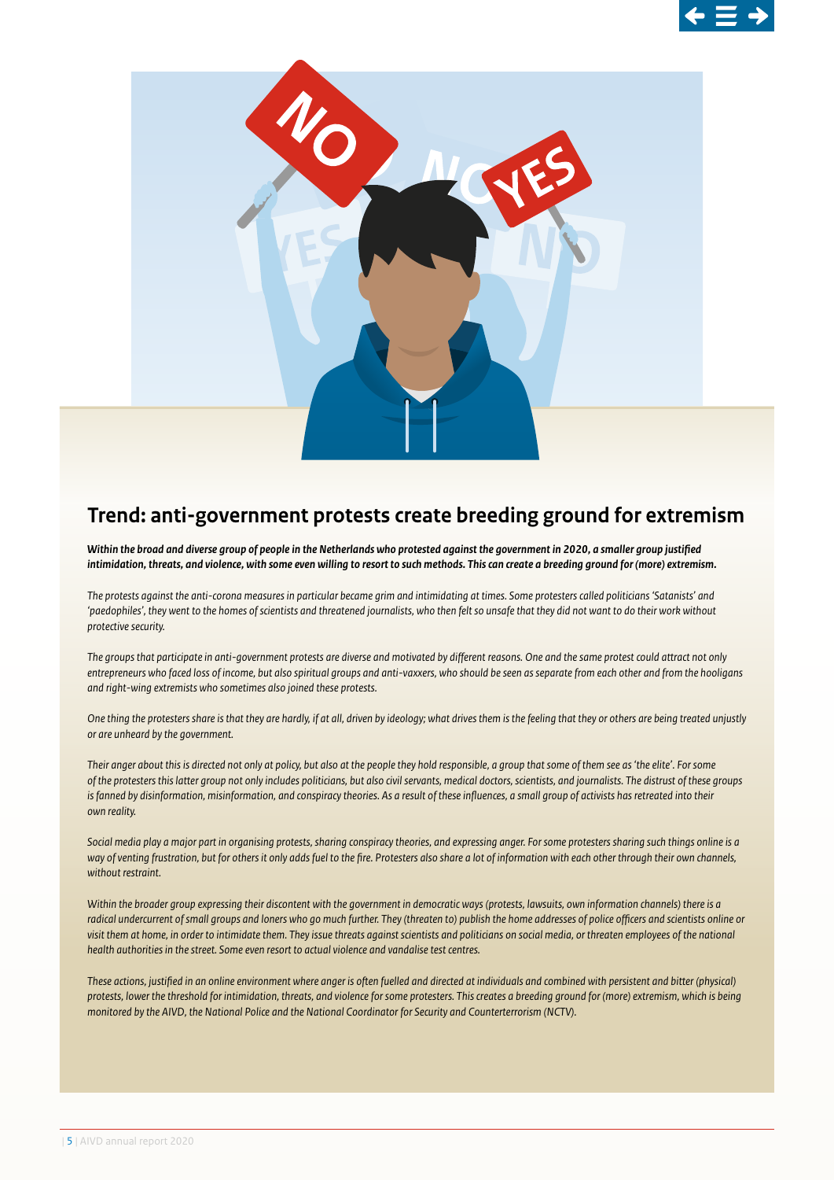## Trend: anti-government protests create breeding ground for extremism

***Within the broad and diverse group of people in the Netherlands who protested against the government in 2020, a smaller group justified intimidation, threats, and violence, with some even willing to resort to such methods. This can create a breeding ground for (more) extremism.***

*The protests against the anti-corona measures in particular became grim and intimidating at times. Some protesters called politicians 'Satanists' and 'paedophiles', they went to the homes of scientists and threatened journalists, who then felt so unsafe that they did not want to do their work without protective security.*

*The groups that participate in anti-government protests are diverse and motivated by different reasons. One and the same protest could attract not only entrepreneurs who faced loss of income, but also spiritual groups and anti-vaxxers, who should be seen as separate from each other and from the hooligans and right-wing extremists who sometimes also joined these protests.*

*One thing the protesters share is that they are hardly, if at all, driven by ideology; what drives them is the feeling that they or others are being treated unjustly or are unheard by the government.*

*Their anger about this is directed not only at policy, but also at the people they hold responsible, a group that some of them see as 'the elite'. For some of the protesters this latter group not only includes politicians, but also civil servants, medical doctors, scientists, and journalists. The distrust of these groups is fanned by disinformation, misinformation, and conspiracy theories. As a result of these influences, a small group of activists has retreated into their own reality.*

*Social media play a major part in organising protests, sharing conspiracy theories, and expressing anger. For some protesters sharing such things online is a way of venting frustration, but for others it only adds fuel to the fire. Protesters also share a lot of information with each other through their own channels, without restraint.*

*Within the broader group expressing their discontent with the government in democratic ways (protests, lawsuits, own information channels) there is a radical undercurrent of small groups and loners who go much further. They (threaten to) publish the home addresses of police officers and scientists online or visit them at home, in order to intimidate them. They issue threats against scientists and politicians on social media, or threaten employees of the national health authorities in the street. Some even resort to actual violence and vandalise test centres.*

*These actions, justified in an online environment where anger is often fuelled and directed at individuals and combined with persistent and bitter (physical) protests, lower the threshold for intimidation, threats, and violence for some protesters. This creates a breeding ground for (more) extremism, which is being monitored by the AIVD, the National Police and the National Coordinator for Security and Counterterrorism (NCTV).*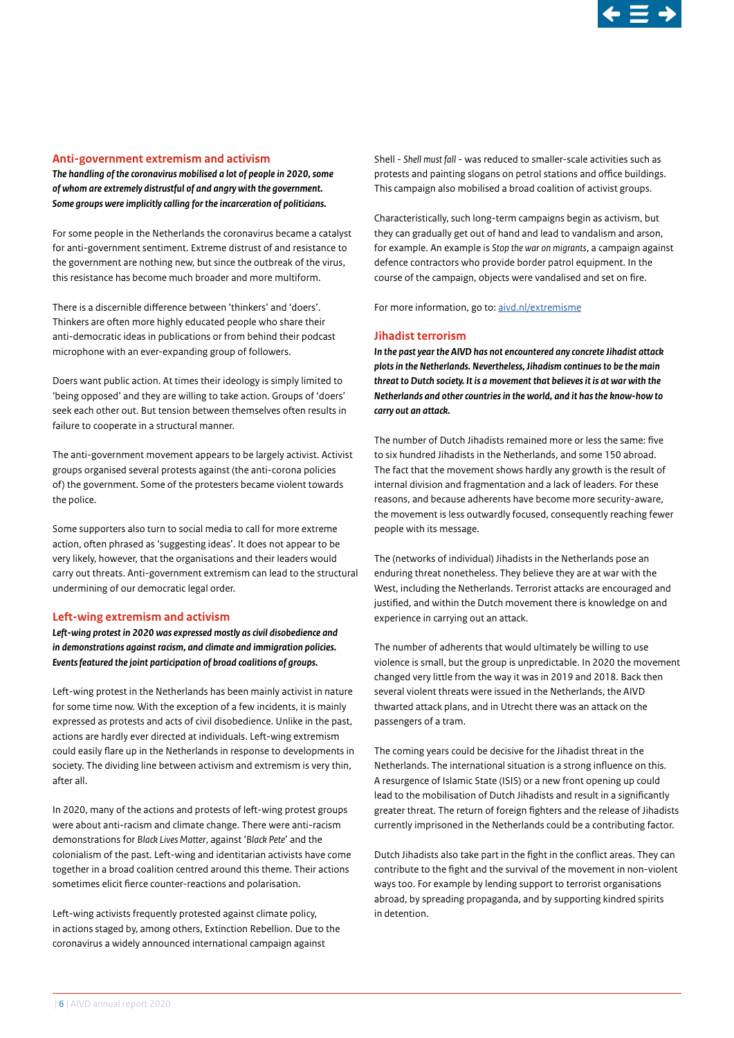## Anti-government extremism and activism

***The handling of the coronavirus mobilised a lot of people in 2020, some of whom are extremely distrustful of and angry with the government. Some groups were implicitly calling for the incarceration of politicians.***

For some people in the Netherlands the coronavirus became a catalyst for anti-government sentiment. Extreme distrust of and resistance to the government are nothing new, but since the outbreak of the virus, this resistance has become much broader and more multiform.

There is a discernible difference between 'thinkers' and 'doers'. Thinkers are often more highly educated people who share their anti-democratic ideas in publications or from behind their podcast microphone with an ever-expanding group of followers.

Doers want public action. At times their ideology is simply limited to 'being opposed' and they are willing to take action. Groups of 'doers' seek each other out. But tension between themselves often results in failure to cooperate in a structural manner.

The anti-government movement appears to be largely activist. Activist groups organised several protests against (the anti-corona policies of) the government. Some of the protesters became violent towards the police.

Some supporters also turn to social media to call for more extreme action, often phrased as 'suggesting ideas'. It does not appear to be very likely, however, that the organisations and their leaders would carry out threats. Anti-government extremism can lead to the structural undermining of our democratic legal order.

## Left-wing extremism and activism

***Left-wing protest in 2020 was expressed mostly as civil disobedience and in demonstrations against racism, and climate and immigration policies. Events featured the joint participation of broad coalitions of groups.***

Left-wing protest in the Netherlands has been mainly activist in nature for some time now. With the exception of a few incidents, it is mainly expressed as protests and acts of civil disobedience. Unlike in the past, actions are hardly ever directed at individuals. Left-wing extremism could easily flare up in the Netherlands in response to developments in society. The dividing line between activism and extremism is very thin, after all.

In 2020, many of the actions and protests of left-wing protest groups were about anti-racism and climate change. There were anti-racism demonstrations for *Black Lives Matter*, against '*Black Pete*' and the colonialism of the past. Left-wing and identitarian activists have come together in a broad coalition centred around this theme. Their actions sometimes elicit fierce counter-reactions and polarisation.

Left-wing activists frequently protested against climate policy, in actions staged by, among others, Extinction Rebellion. Due to the coronavirus a widely announced international campaign against Shell - *Shell must fall* - was reduced to smaller-scale activities such as protests and painting slogans on petrol stations and office buildings. This campaign also mobilised a broad coalition of activist groups.

Characteristically, such long-term campaigns begin as activism, but they can gradually get out of hand and lead to vandalism and arson, for example. An example is *Stop the war on migrants*, a campaign against defence contractors who provide border patrol equipment. In the course of the campaign, objects were vandalised and set on fire.

For more information, go to: [aivd.nl/extremisme](aivd.nl/extremisme)

## Jihadist terrorism

***In the past year the AIVD has not encountered any concrete Jihadist attack plots in the Netherlands. Nevertheless, Jihadism continues to be the main threat to Dutch society. It is a movement that believes it is at war with the Netherlands and other countries in the world, and it has the know-how to carry out an attack.***

The number of Dutch Jihadists remained more or less the same: five to six hundred Jihadists in the Netherlands, and some 150 abroad. The fact that the movement shows hardly any growth is the result of internal division and fragmentation and a lack of leaders. For these reasons, and because adherents have become more security-aware, the movement is less outwardly focused, consequently reaching fewer people with its message.

The (networks of individual) Jihadists in the Netherlands pose an enduring threat nonetheless. They believe they are at war with the West, including the Netherlands. Terrorist attacks are encouraged and justified, and within the Dutch movement there is knowledge on and experience in carrying out an attack.

The number of adherents that would ultimately be willing to use violence is small, but the group is unpredictable. In 2020 the movement changed very little from the way it was in 2019 and 2018. Back then several violent threats were issued in the Netherlands, the AIVD thwarted attack plans, and in Utrecht there was an attack on the passengers of a tram.

The coming years could be decisive for the Jihadist threat in the Netherlands. The international situation is a strong influence on this. A resurgence of Islamic State (ISIS) or a new front opening up could lead to the mobilisation of Dutch Jihadists and result in a significantly greater threat. The return of foreign fighters and the release of Jihadists currently imprisoned in the Netherlands could be a contributing factor.

Dutch Jihadists also take part in the fight in the conflict areas. They can contribute to the fight and the survival of the movement in non-violent ways too. For example by lending support to terrorist organisations abroad, by spreading propaganda, and by supporting kindred spirits in detention.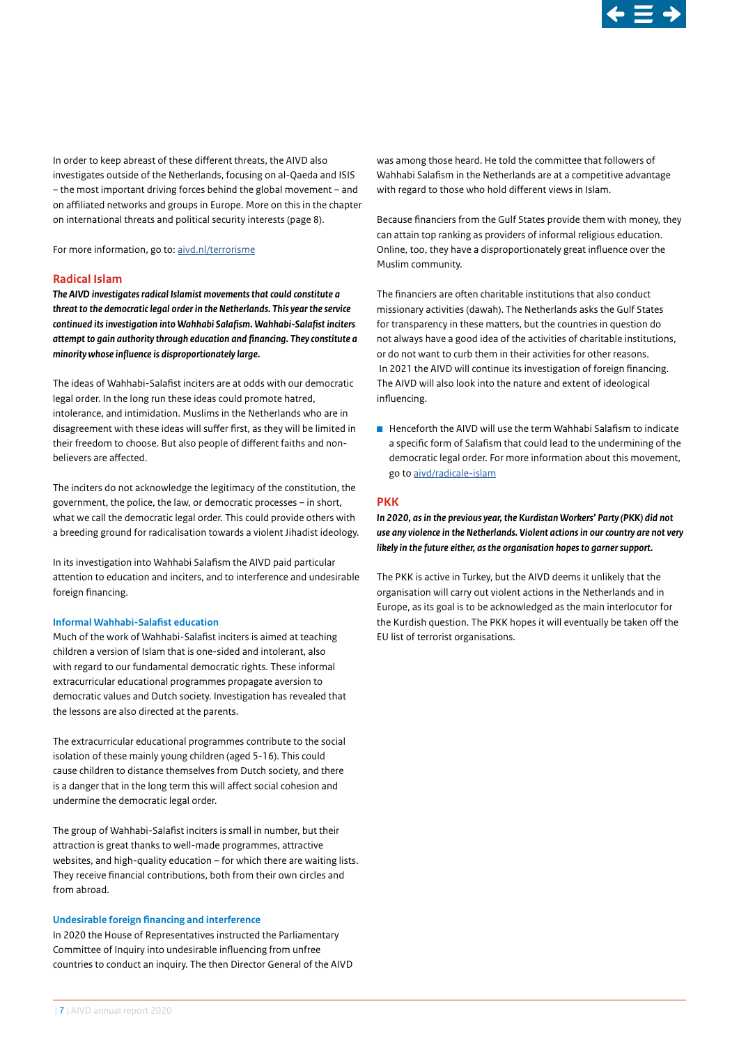In order to keep abreast of these different threats, the AIVD also investigates outside of the Netherlands, focusing on al-Qaeda and ISIS – the most important driving forces behind the global movement – and on affiliated networks and groups in Europe. More on this in the chapter on international threats and political security interests (page 8).

For more information, go to: aivd.nl/terrorisme

## Radical Islam

***The AIVD investigates radical Islamist movements that could constitute a threat to the democratic legal order in the Netherlands. This year the service continued its investigation into Wahhabi Salafism. Wahhabi-Salafist inciters attempt to gain authority through education and financing. They constitute a minority whose influence is disproportionately large.***

The ideas of Wahhabi-Salafist inciters are at odds with our democratic legal order. In the long run these ideas could promote hatred, intolerance, and intimidation. Muslims in the Netherlands who are in disagreement with these ideas will suffer first, as they will be limited in their freedom to choose. But also people of different faiths and non-believers are affected.

The inciters do not acknowledge the legitimacy of the constitution, the government, the police, the law, or democratic processes – in short, what we call the democratic legal order. This could provide others with a breeding ground for radicalisation towards a violent Jihadist ideology.

In its investigation into Wahhabi Salafism the AIVD paid particular attention to education and inciters, and to interference and undesirable foreign financing.

### Informal Wahhabi-Salafist education

Much of the work of Wahhabi-Salafist inciters is aimed at teaching children a version of Islam that is one-sided and intolerant, also with regard to our fundamental democratic rights. These informal extracurricular educational programmes propagate aversion to democratic values and Dutch society. Investigation has revealed that the lessons are also directed at the parents.

The extracurricular educational programmes contribute to the social isolation of these mainly young children (aged 5-16). This could cause children to distance themselves from Dutch society, and there is a danger that in the long term this will affect social cohesion and undermine the democratic legal order.

The group of Wahhabi-Salafist inciters is small in number, but their attraction is great thanks to well-made programmes, attractive websites, and high-quality education – for which there are waiting lists. They receive financial contributions, both from their own circles and from abroad.

### Undesirable foreign financing and interference

In 2020 the House of Representatives instructed the Parliamentary Committee of Inquiry into undesirable influencing from unfree countries to conduct an inquiry. The then Director General of the AIVD was among those heard. He told the committee that followers of Wahhabi Salafism in the Netherlands are at a competitive advantage with regard to those who hold different views in Islam.

Because financiers from the Gulf States provide them with money, they can attain top ranking as providers of informal religious education. Online, too, they have a disproportionately great influence over the Muslim community.

The financiers are often charitable institutions that also conduct missionary activities (dawah). The Netherlands asks the Gulf States for transparency in these matters, but the countries in question do not always have a good idea of the activities of charitable institutions, or do not want to curb them in their activities for other reasons. In 2021 the AIVD will continue its investigation of foreign financing. The AIVD will also look into the nature and extent of ideological influencing.

- Henceforth the AIVD will use the term Wahhabi Salafism to indicate a specific form of Salafism that could lead to the undermining of the democratic legal order. For more information about this movement, go to aivd/radicale-islam

## PKK

***In 2020, as in the previous year, the Kurdistan Workers' Party (PKK) did not use any violence in the Netherlands. Violent actions in our country are not very likely in the future either, as the organisation hopes to garner support.***

The PKK is active in Turkey, but the AIVD deems it unlikely that the organisation will carry out violent actions in the Netherlands and in Europe, as its goal is to be acknowledged as the main interlocutor for the Kurdish question. The PKK hopes it will eventually be taken off the EU list of terrorist organisations.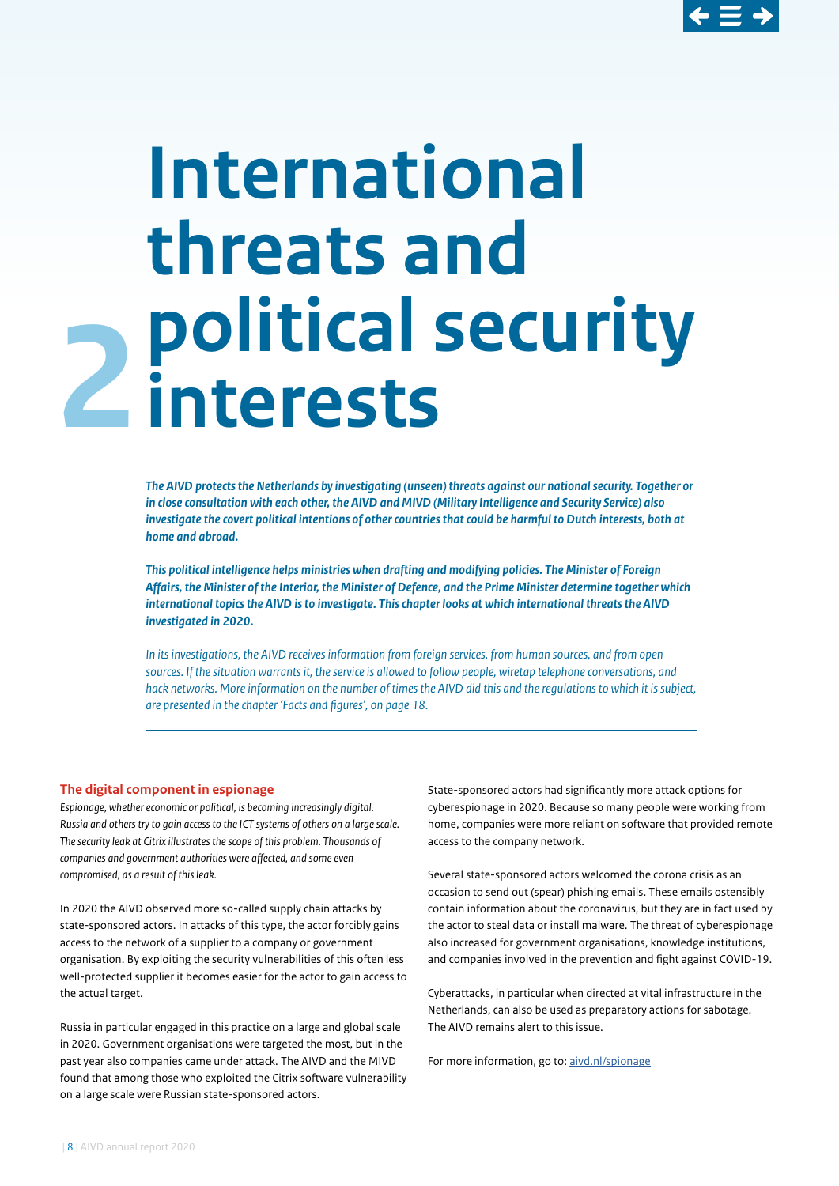# 2 International threats and political security interests

***The AIVD protects the Netherlands by investigating (unseen) threats against our national security. Together or in close consultation with each other, the AIVD and MIVD (Military Intelligence and Security Service) also investigate the covert political intentions of other countries that could be harmful to Dutch interests, both at home and abroad.***

***This political intelligence helps ministries when drafting and modifying policies. The Minister of Foreign Affairs, the Minister of the Interior, the Minister of Defence, and the Prime Minister determine together which international topics the AIVD is to investigate. This chapter looks at which international threats the AIVD investigated in 2020.***

*In its investigations, the AIVD receives information from foreign services, from human sources, and from open sources. If the situation warrants it, the service is allowed to follow people, wiretap telephone conversations, and hack networks. More information on the number of times the AIVD did this and the regulations to which it is subject, are presented in the chapter 'Facts and figures', on page 18.*

---

### The digital component in espionage

*Espionage, whether economic or political, is becoming increasingly digital. Russia and others try to gain access to the ICT systems of others on a large scale. The security leak at Citrix illustrates the scope of this problem. Thousands of companies and government authorities were affected, and some even compromised, as a result of this leak.*

In 2020 the AIVD observed more so-called supply chain attacks by state-sponsored actors. In attacks of this type, the actor forcibly gains access to the network of a supplier to a company or government organisation. By exploiting the security vulnerabilities of this often less well-protected supplier it becomes easier for the actor to gain access to the actual target.

Russia in particular engaged in this practice on a large and global scale in 2020. Government organisations were targeted the most, but in the past year also companies came under attack. The AIVD and the MIVD found that among those who exploited the Citrix software vulnerability on a large scale were Russian state-sponsored actors.

State-sponsored actors had significantly more attack options for cyberespionage in 2020. Because so many people were working from home, companies were more reliant on software that provided remote access to the company network.

Several state-sponsored actors welcomed the corona crisis as an occasion to send out (spear) phishing emails. These emails ostensibly contain information about the coronavirus, but they are in fact used by the actor to steal data or install malware. The threat of cyberespionage also increased for government organisations, knowledge institutions, and companies involved in the prevention and fight against COVID-19.

Cyberattacks, in particular when directed at vital infrastructure in the Netherlands, can also be used as preparatory actions for sabotage. The AIVD remains alert to this issue.

For more information, go to: aivd.nl/spionage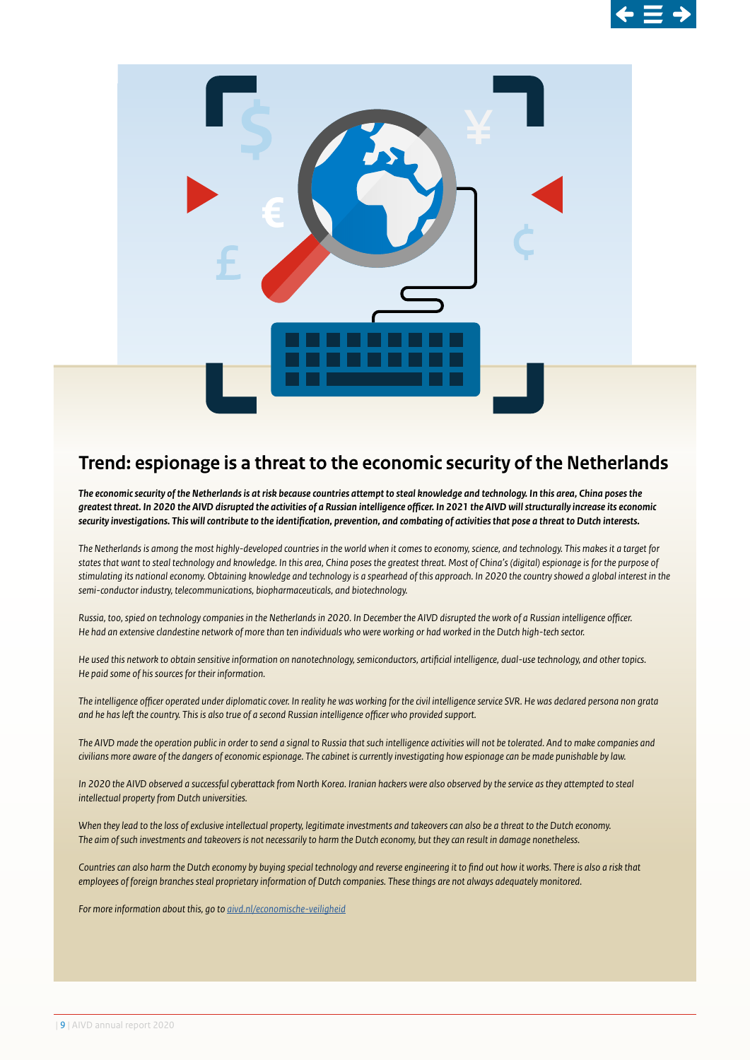## Trend: espionage is a threat to the economic security of the Netherlands

***The economic security of the Netherlands is at risk because countries attempt to steal knowledge and technology. In this area, China poses the greatest threat. In 2020 the AIVD disrupted the activities of a Russian intelligence officer. In 2021 the AIVD will structurally increase its economic security investigations. This will contribute to the identification, prevention, and combating of activities that pose a threat to Dutch interests.***

*The Netherlands is among the most highly-developed countries in the world when it comes to economy, science, and technology. This makes it a target for states that want to steal technology and knowledge. In this area, China poses the greatest threat. Most of China's (digital) espionage is for the purpose of stimulating its national economy. Obtaining knowledge and technology is a spearhead of this approach. In 2020 the country showed a global interest in the semi-conductor industry, telecommunications, biopharmaceuticals, and biotechnology.*

*Russia, too, spied on technology companies in the Netherlands in 2020. In December the AIVD disrupted the work of a Russian intelligence officer. He had an extensive clandestine network of more than ten individuals who were working or had worked in the Dutch high-tech sector.*

*He used this network to obtain sensitive information on nanotechnology, semiconductors, artificial intelligence, dual-use technology, and other topics. He paid some of his sources for their information.*

*The intelligence officer operated under diplomatic cover. In reality he was working for the civil intelligence service SVR. He was declared persona non grata and he has left the country. This is also true of a second Russian intelligence officer who provided support.*

*The AIVD made the operation public in order to send a signal to Russia that such intelligence activities will not be tolerated. And to make companies and civilians more aware of the dangers of economic espionage. The cabinet is currently investigating how espionage can be made punishable by law.*

*In 2020 the AIVD observed a successful cyberattack from North Korea. Iranian hackers were also observed by the service as they attempted to steal intellectual property from Dutch universities.*

*When they lead to the loss of exclusive intellectual property, legitimate investments and takeovers can also be a threat to the Dutch economy. The aim of such investments and takeovers is not necessarily to harm the Dutch economy, but they can result in damage nonetheless.*

*Countries can also harm the Dutch economy by buying special technology and reverse engineering it to find out how it works. There is also a risk that employees of foreign branches steal proprietary information of Dutch companies. These things are not always adequately monitored.*

*For more information about this, go to [aivd.nl/economische-veiligheid](aivd.nl/economische-veiligheid)*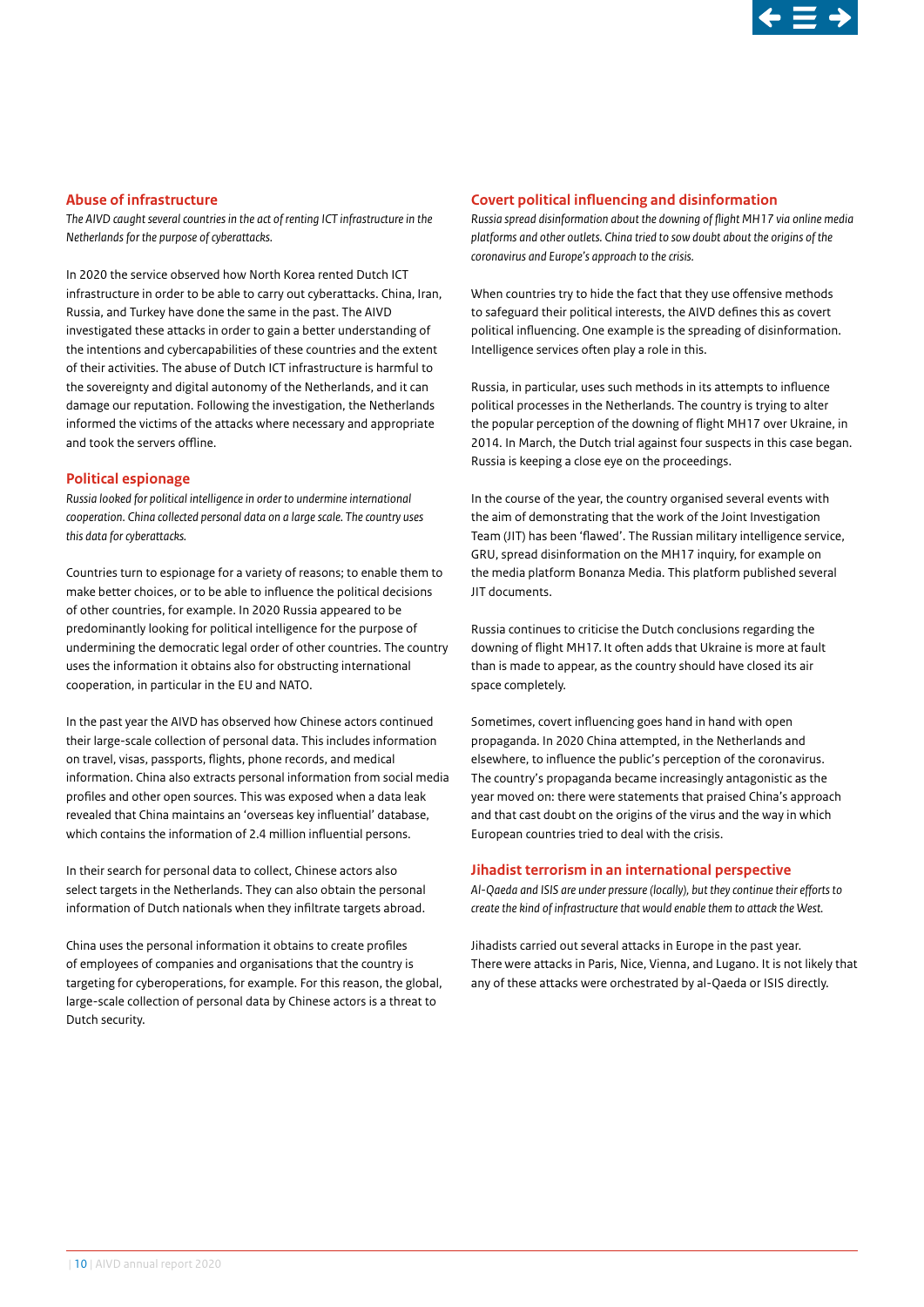## Abuse of infrastructure

*The AIVD caught several countries in the act of renting ICT infrastructure in the Netherlands for the purpose of cyberattacks.*

In 2020 the service observed how North Korea rented Dutch ICT infrastructure in order to be able to carry out cyberattacks. China, Iran, Russia, and Turkey have done the same in the past. The AIVD investigated these attacks in order to gain a better understanding of the intentions and cybercapabilities of these countries and the extent of their activities. The abuse of Dutch ICT infrastructure is harmful to the sovereignty and digital autonomy of the Netherlands, and it can damage our reputation. Following the investigation, the Netherlands informed the victims of the attacks where necessary and appropriate and took the servers offline.

## Political espionage

*Russia looked for political intelligence in order to undermine international cooperation. China collected personal data on a large scale. The country uses this data for cyberattacks.*

Countries turn to espionage for a variety of reasons; to enable them to make better choices, or to be able to influence the political decisions of other countries, for example. In 2020 Russia appeared to be predominantly looking for political intelligence for the purpose of undermining the democratic legal order of other countries. The country uses the information it obtains also for obstructing international cooperation, in particular in the EU and NATO.

In the past year the AIVD has observed how Chinese actors continued their large-scale collection of personal data. This includes information on travel, visas, passports, flights, phone records, and medical information. China also extracts personal information from social media profiles and other open sources. This was exposed when a data leak revealed that China maintains an 'overseas key influential' database, which contains the information of 2.4 million influential persons.

In their search for personal data to collect, Chinese actors also select targets in the Netherlands. They can also obtain the personal information of Dutch nationals when they infiltrate targets abroad.

China uses the personal information it obtains to create profiles of employees of companies and organisations that the country is targeting for cyberoperations, for example. For this reason, the global, large-scale collection of personal data by Chinese actors is a threat to Dutch security.

## Covert political influencing and disinformation

*Russia spread disinformation about the downing of flight MH17 via online media platforms and other outlets. China tried to sow doubt about the origins of the coronavirus and Europe's approach to the crisis.*

When countries try to hide the fact that they use offensive methods to safeguard their political interests, the AIVD defines this as covert political influencing. One example is the spreading of disinformation. Intelligence services often play a role in this.

Russia, in particular, uses such methods in its attempts to influence political processes in the Netherlands. The country is trying to alter the popular perception of the downing of flight MH17 over Ukraine, in 2014. In March, the Dutch trial against four suspects in this case began. Russia is keeping a close eye on the proceedings.

In the course of the year, the country organised several events with the aim of demonstrating that the work of the Joint Investigation Team (JIT) has been 'flawed'. The Russian military intelligence service, GRU, spread disinformation on the MH17 inquiry, for example on the media platform Bonanza Media. This platform published several JIT documents.

Russia continues to criticise the Dutch conclusions regarding the downing of flight MH17. It often adds that Ukraine is more at fault than is made to appear, as the country should have closed its air space completely.

Sometimes, covert influencing goes hand in hand with open propaganda. In 2020 China attempted, in the Netherlands and elsewhere, to influence the public's perception of the coronavirus. The country's propaganda became increasingly antagonistic as the year moved on: there were statements that praised China's approach and that cast doubt on the origins of the virus and the way in which European countries tried to deal with the crisis.

## Jihadist terrorism in an international perspective

*Al-Qaeda and ISIS are under pressure (locally), but they continue their efforts to create the kind of infrastructure that would enable them to attack the West.*

Jihadists carried out several attacks in Europe in the past year. There were attacks in Paris, Nice, Vienna, and Lugano. It is not likely that any of these attacks were orchestrated by al-Qaeda or ISIS directly.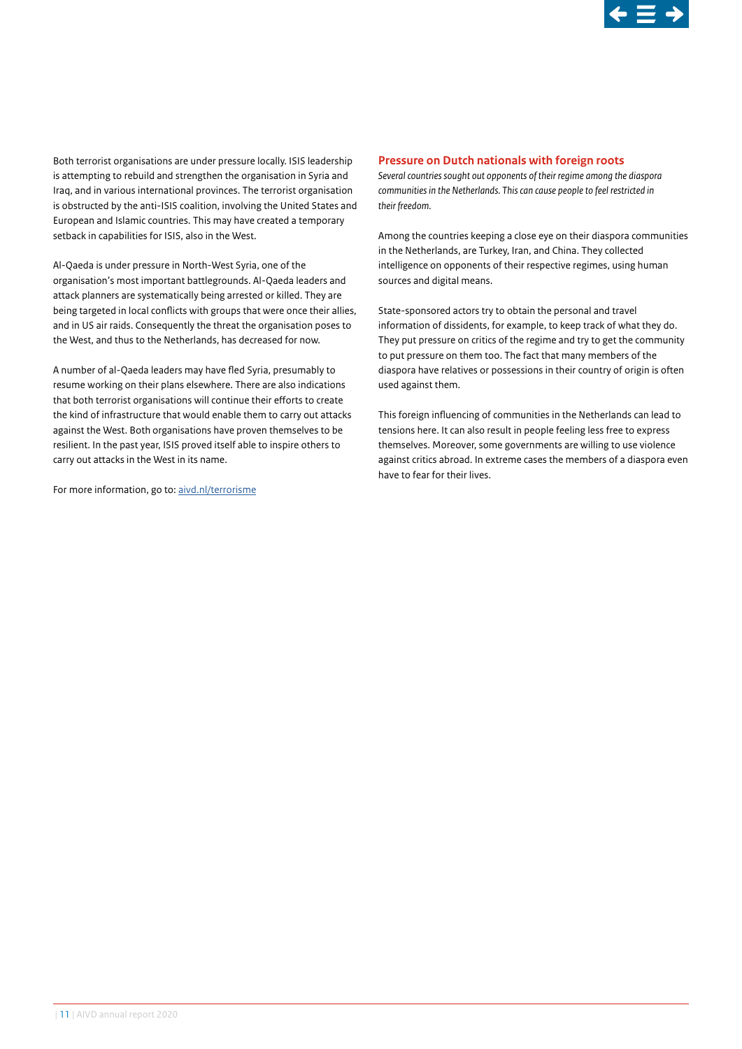Both terrorist organisations are under pressure locally. ISIS leadership is attempting to rebuild and strengthen the organisation in Syria and Iraq, and in various international provinces. The terrorist organisation is obstructed by the anti-ISIS coalition, involving the United States and European and Islamic countries. This may have created a temporary setback in capabilities for ISIS, also in the West.

Al-Qaeda is under pressure in North-West Syria, one of the organisation's most important battlegrounds. Al-Qaeda leaders and attack planners are systematically being arrested or killed. They are being targeted in local conflicts with groups that were once their allies, and in US air raids. Consequently the threat the organisation poses to the West, and thus to the Netherlands, has decreased for now.

A number of al-Qaeda leaders may have fled Syria, presumably to resume working on their plans elsewhere. There are also indications that both terrorist organisations will continue their efforts to create the kind of infrastructure that would enable them to carry out attacks against the West. Both organisations have proven themselves to be resilient. In the past year, ISIS proved itself able to inspire others to carry out attacks in the West in its name.

For more information, go to: [aivd.nl/terrorisme](aivd.nl/terrorisme)

## Pressure on Dutch nationals with foreign roots

*Several countries sought out opponents of their regime among the diaspora communities in the Netherlands. This can cause people to feel restricted in their freedom.*

Among the countries keeping a close eye on their diaspora communities in the Netherlands, are Turkey, Iran, and China. They collected intelligence on opponents of their respective regimes, using human sources and digital means.

State-sponsored actors try to obtain the personal and travel information of dissidents, for example, to keep track of what they do. They put pressure on critics of the regime and try to get the community to put pressure on them too. The fact that many members of the diaspora have relatives or possessions in their country of origin is often used against them.

This foreign influencing of communities in the Netherlands can lead to tensions here. It can also result in people feeling less free to express themselves. Moreover, some governments are willing to use violence against critics abroad. In extreme cases the members of a diaspora even have to fear for their lives.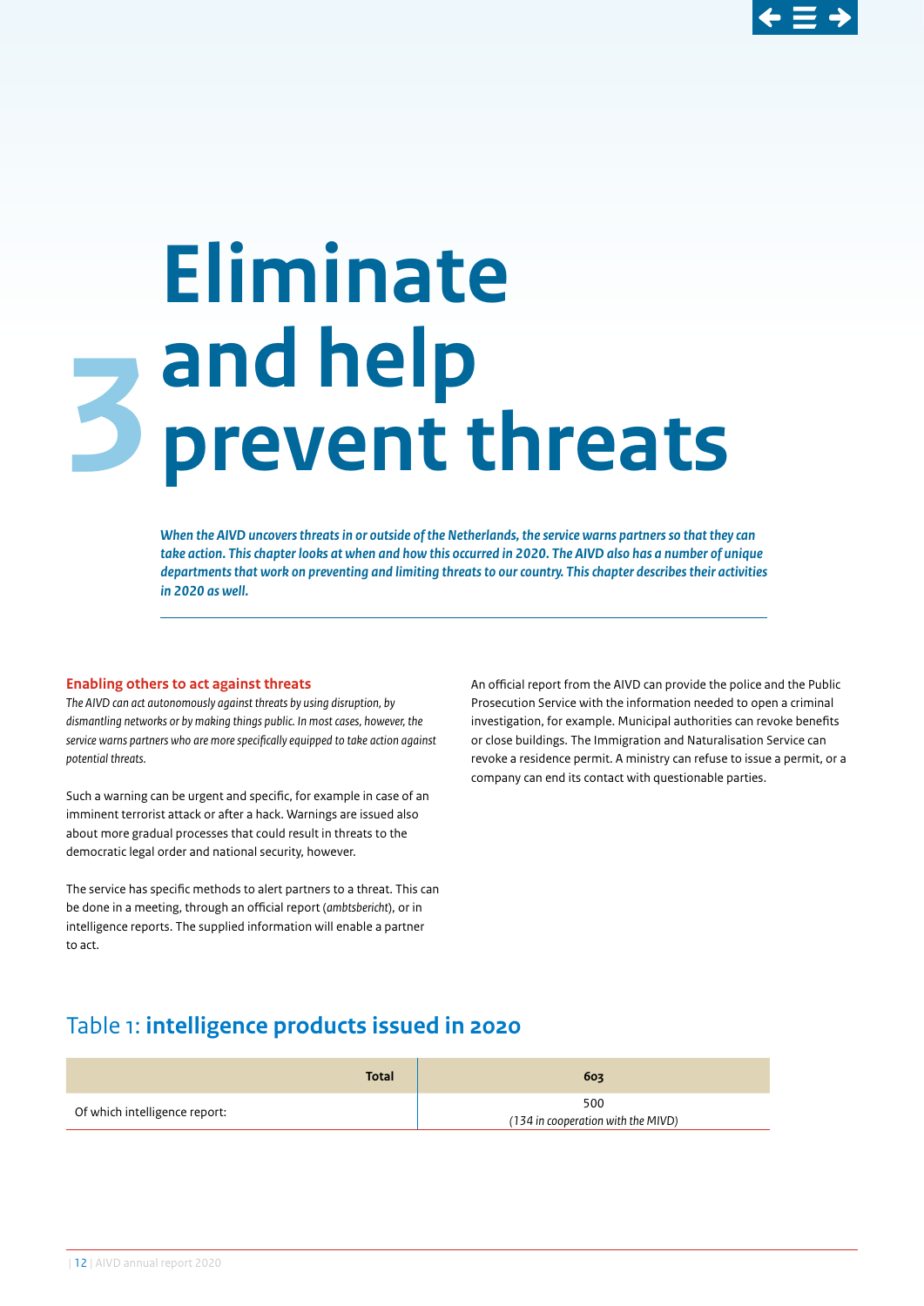# 3 Eliminate and help prevent threats

***When the AIVD uncovers threats in or outside of the Netherlands, the service warns partners so that they can take action. This chapter looks at when and how this occurred in 2020. The AIVD also has a number of unique departments that work on preventing and limiting threats to our country. This chapter describes their activities in 2020 as well.***

## Enabling others to act against threats

*The AIVD can act autonomously against threats by using disruption, by dismantling networks or by making things public. In most cases, however, the service warns partners who are more specifically equipped to take action against potential threats.*

Such a warning can be urgent and specific, for example in case of an imminent terrorist attack or after a hack. Warnings are issued also about more gradual processes that could result in threats to the democratic legal order and national security, however.

The service has specific methods to alert partners to a threat. This can be done in a meeting, through an official report (*ambtsbericht*), or in intelligence reports. The supplied information will enable a partner to act.

An official report from the AIVD can provide the police and the Public Prosecution Service with the information needed to open a criminal investigation, for example. Municipal authorities can revoke benefits or close buildings. The Immigration and Naturalisation Service can revoke a residence permit. A ministry can refuse to issue a permit, or a company can end its contact with questionable parties.

## Table 1: **intelligence products issued in 2020**

| Total | 603 |
| --- | --- |
| Of which intelligence report: | 500<br>*(134 in cooperation with the MIVD)* |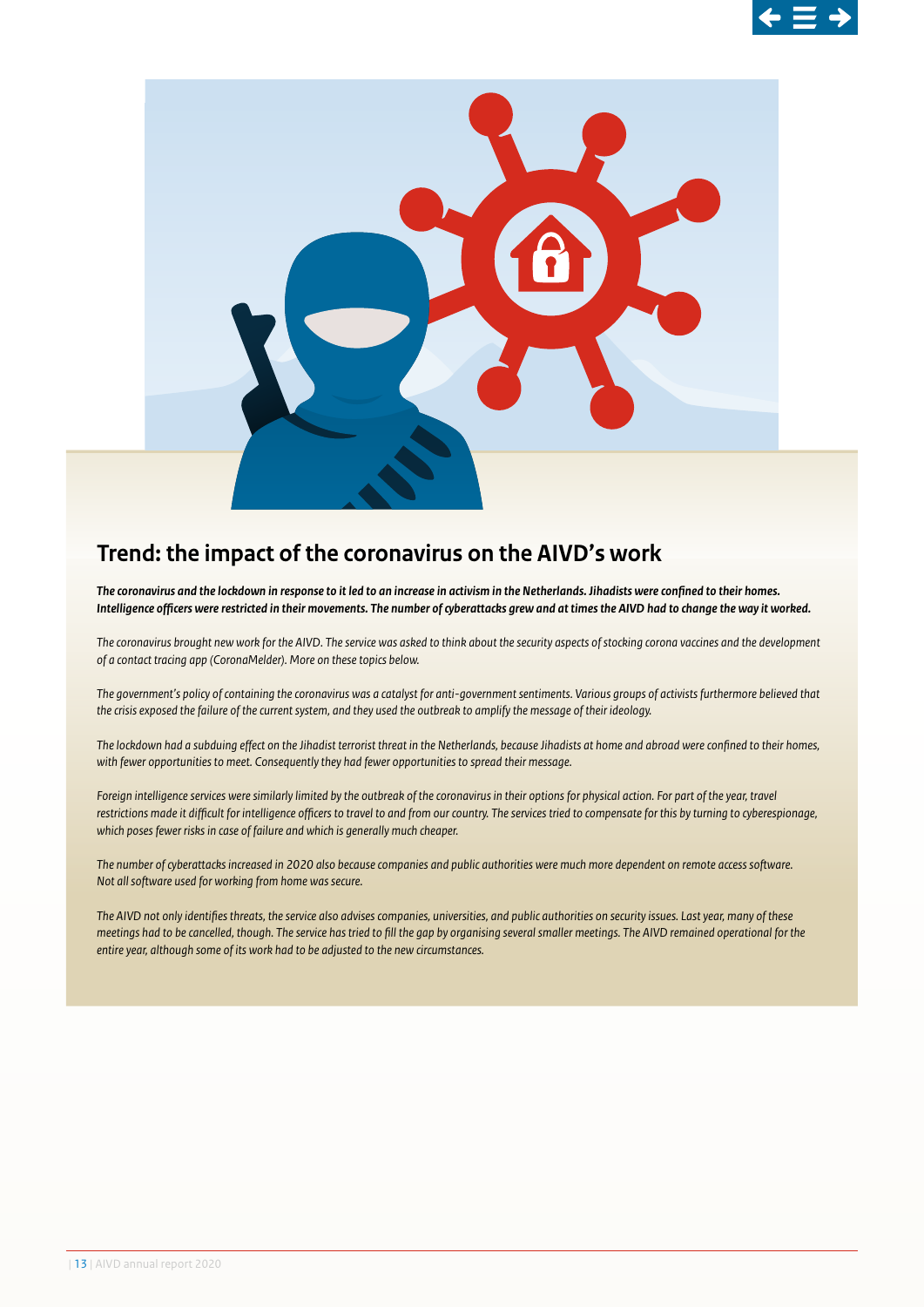## Trend: the impact of the coronavirus on the AIVD's work

***The coronavirus and the lockdown in response to it led to an increase in activism in the Netherlands. Jihadists were confined to their homes. Intelligence officers were restricted in their movements. The number of cyberattacks grew and at times the AIVD had to change the way it worked.***

*The coronavirus brought new work for the AIVD. The service was asked to think about the security aspects of stocking corona vaccines and the development of a contact tracing app (CoronaMelder). More on these topics below.*

*The government's policy of containing the coronavirus was a catalyst for anti-government sentiments. Various groups of activists furthermore believed that the crisis exposed the failure of the current system, and they used the outbreak to amplify the message of their ideology.*

*The lockdown had a subduing effect on the Jihadist terrorist threat in the Netherlands, because Jihadists at home and abroad were confined to their homes, with fewer opportunities to meet. Consequently they had fewer opportunities to spread their message.*

*Foreign intelligence services were similarly limited by the outbreak of the coronavirus in their options for physical action. For part of the year, travel restrictions made it difficult for intelligence officers to travel to and from our country. The services tried to compensate for this by turning to cyberespionage, which poses fewer risks in case of failure and which is generally much cheaper.*

*The number of cyberattacks increased in 2020 also because companies and public authorities were much more dependent on remote access software. Not all software used for working from home was secure.*

*The AIVD not only identifies threats, the service also advises companies, universities, and public authorities on security issues. Last year, many of these meetings had to be cancelled, though. The service has tried to fill the gap by organising several smaller meetings. The AIVD remained operational for the entire year, although some of its work had to be adjusted to the new circumstances.*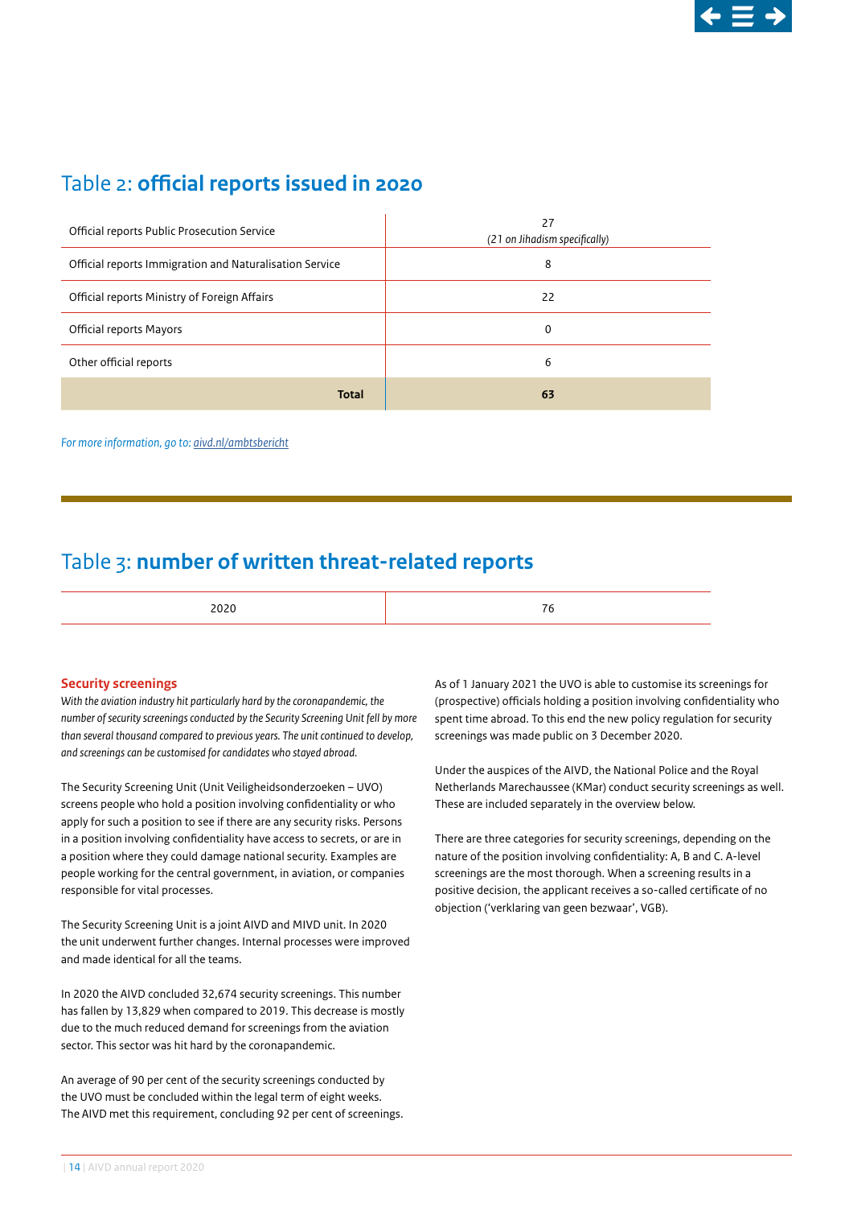## Table 2: **official reports issued in 2020**

| | |
|---|---|
| Official reports Public Prosecution Service | 27 *(21 on Jihadism specifically)* |
| Official reports Immigration and Naturalisation Service | 8 |
| Official reports Ministry of Foreign Affairs | 22 |
| Official reports Mayors | 0 |
| Other official reports | 6 |
| **Total** | **63** |

*For more information, go to: aivd.nl/ambtsbericht*

## Table 3: **number of written threat-related reports**

| | |
|---|---|
| 2020 | 76 |

### Security screenings

*With the aviation industry hit particularly hard by the coronapandemic, the number of security screenings conducted by the Security Screening Unit fell by more than several thousand compared to previous years. The unit continued to develop, and screenings can be customised for candidates who stayed abroad.*

The Security Screening Unit (Unit Veiligheidsonderzoeken – UVO) screens people who hold a position involving confidentiality or who apply for such a position to see if there are any security risks. Persons in a position involving confidentiality have access to secrets, or are in a position where they could damage national security. Examples are people working for the central government, in aviation, or companies responsible for vital processes.

The Security Screening Unit is a joint AIVD and MIVD unit. In 2020 the unit underwent further changes. Internal processes were improved and made identical for all the teams.

In 2020 the AIVD concluded 32,674 security screenings. This number has fallen by 13,829 when compared to 2019. This decrease is mostly due to the much reduced demand for screenings from the aviation sector. This sector was hit hard by the coronapandemic.

An average of 90 per cent of the security screenings conducted by the UVO must be concluded within the legal term of eight weeks. The AIVD met this requirement, concluding 92 per cent of screenings.

As of 1 January 2021 the UVO is able to customise its screenings for (prospective) officials holding a position involving confidentiality who spent time abroad. To this end the new policy regulation for security screenings was made public on 3 December 2020.

Under the auspices of the AIVD, the National Police and the Royal Netherlands Marechaussee (KMar) conduct security screenings as well. These are included separately in the overview below.

There are three categories for security screenings, depending on the nature of the position involving confidentiality: A, B and C. A-level screenings are the most thorough. When a screening results in a positive decision, the applicant receives a so-called certificate of no objection ('verklaring van geen bezwaar', VGB).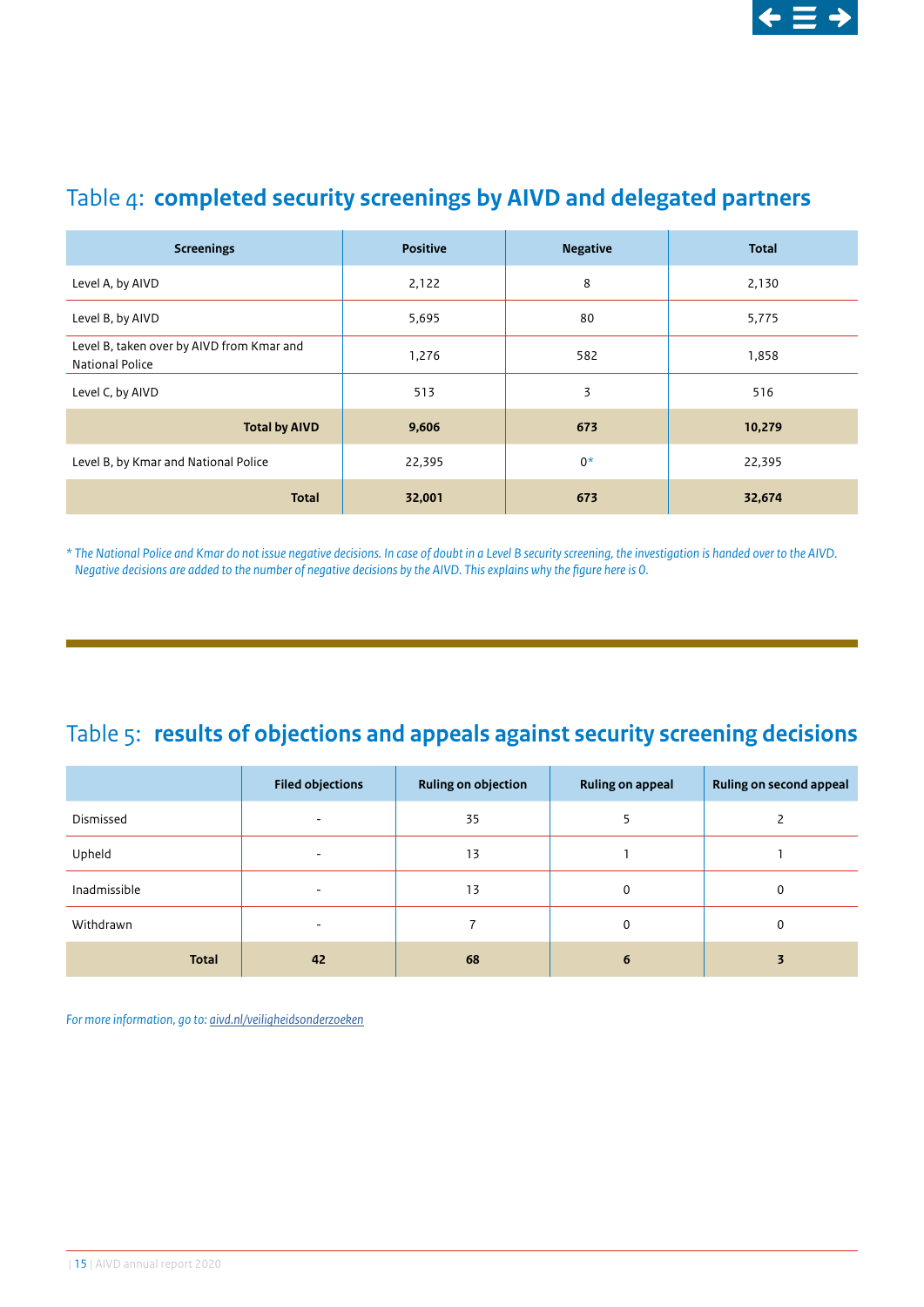## Table 4: **completed security screenings by AIVD and delegated partners**

| Screenings | Positive | Negative | Total |
|---|---|---|---|
| Level A, by AIVD | 2,122 | 8 | 2,130 |
| Level B, by AIVD | 5,695 | 80 | 5,775 |
| Level B, taken over by AIVD from Kmar and National Police | 1,276 | 582 | 1,858 |
| Level C, by AIVD | 513 | 3 | 516 |
| **Total by AIVD** | **9,606** | **673** | **10,279** |
| Level B, by Kmar and National Police | 22,395 | 0* | 22,395 |
| **Total** | **32,001** | **673** | **32,674** |

*\* The National Police and Kmar do not issue negative decisions. In case of doubt in a Level B security screening, the investigation is handed over to the AIVD. Negative decisions are added to the number of negative decisions by the AIVD. This explains why the figure here is 0.*

## Table 5: **results of objections and appeals against security screening decisions**

| | Filed objections | Ruling on objection | Ruling on appeal | Ruling on second appeal |
|---|---|---|---|---|
| Dismissed | - | 35 | 5 | 2 |
| Upheld | - | 13 | 1 | 1 |
| Inadmissible | - | 13 | 0 | 0 |
| Withdrawn | - | 7 | 0 | 0 |
| **Total** | **42** | **68** | **6** | **3** |

*For more information, go to: aivd.nl/veiligheidsonderzoeken*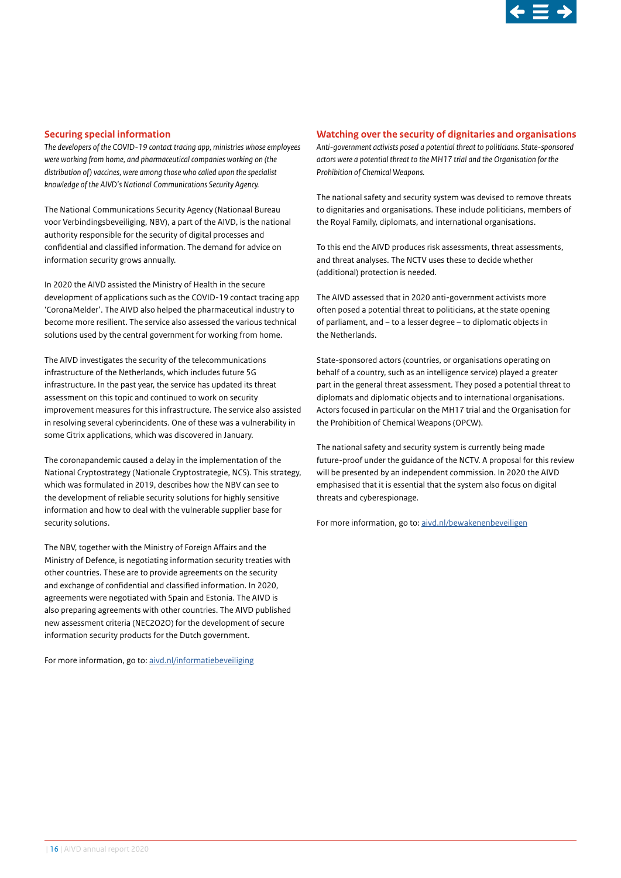## Securing special information

*The developers of the COVID-19 contact tracing app, ministries whose employees were working from home, and pharmaceutical companies working on (the distribution of) vaccines, were among those who called upon the specialist knowledge of the AIVD's National Communications Security Agency.*

The National Communications Security Agency (Nationaal Bureau voor Verbindingsbeveiliging, NBV), a part of the AIVD, is the national authority responsible for the security of digital processes and confidential and classified information. The demand for advice on information security grows annually.

In 2020 the AIVD assisted the Ministry of Health in the secure development of applications such as the COVID-19 contact tracing app 'CoronaMelder'. The AIVD also helped the pharmaceutical industry to become more resilient. The service also assessed the various technical solutions used by the central government for working from home.

The AIVD investigates the security of the telecommunications infrastructure of the Netherlands, which includes future 5G infrastructure. In the past year, the service has updated its threat assessment on this topic and continued to work on security improvement measures for this infrastructure. The service also assisted in resolving several cyberincidents. One of these was a vulnerability in some Citrix applications, which was discovered in January.

The coronapandemic caused a delay in the implementation of the National Cryptostrategy (Nationale Cryptostrategie, NCS). This strategy, which was formulated in 2019, describes how the NBV can see to the development of reliable security solutions for highly sensitive information and how to deal with the vulnerable supplier base for security solutions.

The NBV, together with the Ministry of Foreign Affairs and the Ministry of Defence, is negotiating information security treaties with other countries. These are to provide agreements on the security and exchange of confidential and classified information. In 2020, agreements were negotiated with Spain and Estonia. The AIVD is also preparing agreements with other countries. The AIVD published new assessment criteria (NEC2020) for the development of secure information security products for the Dutch government.

For more information, go to: [aivd.nl/informatiebeveiliging](aivd.nl/informatiebeveiliging)

## Watching over the security of dignitaries and organisations

*Anti-government activists posed a potential threat to politicians. State-sponsored actors were a potential threat to the MH17 trial and the Organisation for the Prohibition of Chemical Weapons.*

The national safety and security system was devised to remove threats to dignitaries and organisations. These include politicians, members of the Royal Family, diplomats, and international organisations.

To this end the AIVD produces risk assessments, threat assessments, and threat analyses. The NCTV uses these to decide whether (additional) protection is needed.

The AIVD assessed that in 2020 anti-government activists more often posed a potential threat to politicians, at the state opening of parliament, and – to a lesser degree – to diplomatic objects in the Netherlands.

State-sponsored actors (countries, or organisations operating on behalf of a country, such as an intelligence service) played a greater part in the general threat assessment. They posed a potential threat to diplomats and diplomatic objects and to international organisations. Actors focused in particular on the MH17 trial and the Organisation for the Prohibition of Chemical Weapons (OPCW).

The national safety and security system is currently being made future-proof under the guidance of the NCTV. A proposal for this review will be presented by an independent commission. In 2020 the AIVD emphasised that it is essential that the system also focus on digital threats and cyberespionage.

For more information, go to: [aivd.nl/bewakenenbeveiligen](aivd.nl/bewakenenbeveiligen)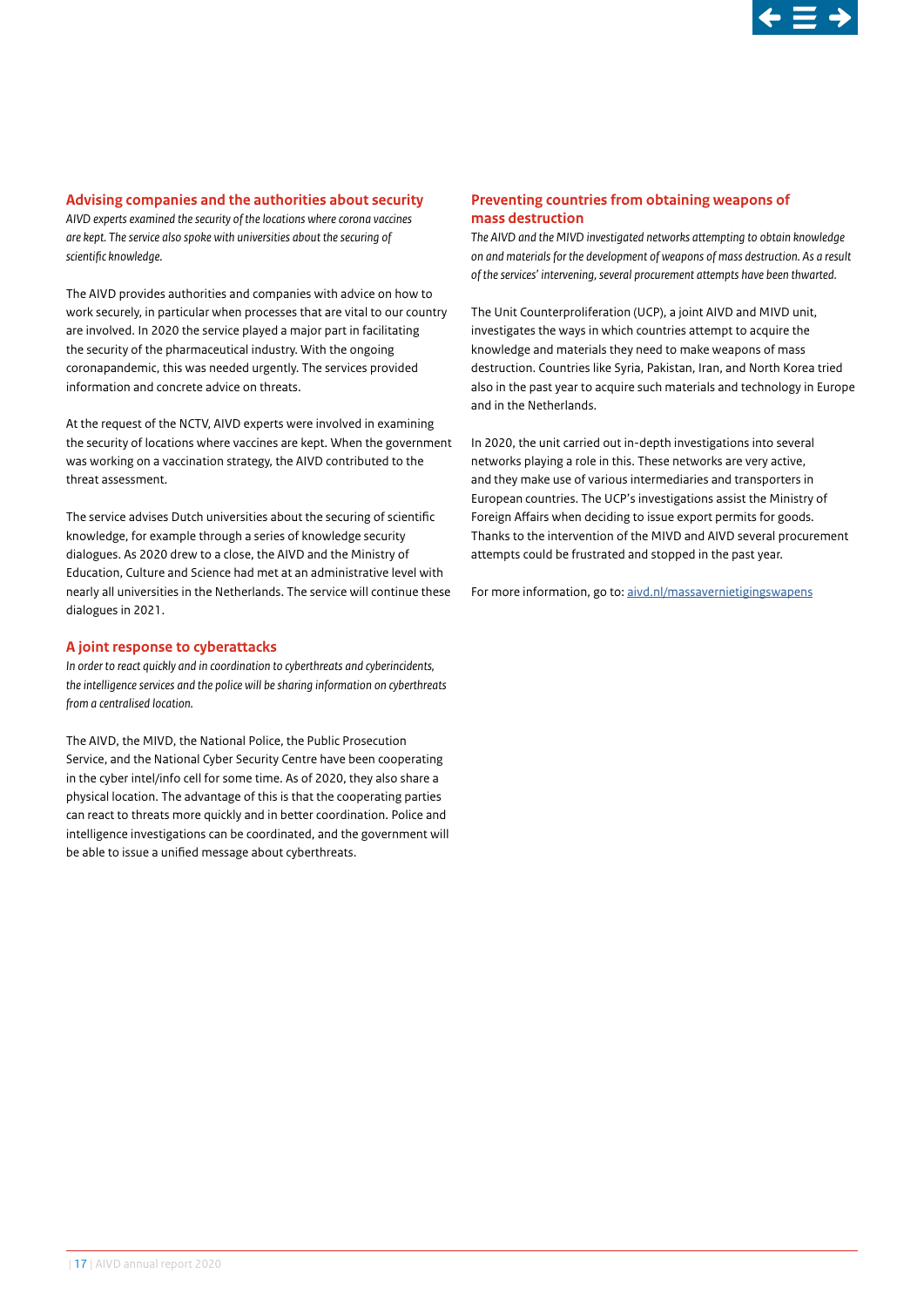## Advising companies and the authorities about security

*AIVD experts examined the security of the locations where corona vaccines are kept. The service also spoke with universities about the securing of scientific knowledge.*

The AIVD provides authorities and companies with advice on how to work securely, in particular when processes that are vital to our country are involved. In 2020 the service played a major part in facilitating the security of the pharmaceutical industry. With the ongoing coronapandemic, this was needed urgently. The services provided information and concrete advice on threats.

At the request of the NCTV, AIVD experts were involved in examining the security of locations where vaccines are kept. When the government was working on a vaccination strategy, the AIVD contributed to the threat assessment.

The service advises Dutch universities about the securing of scientific knowledge, for example through a series of knowledge security dialogues. As 2020 drew to a close, the AIVD and the Ministry of Education, Culture and Science had met at an administrative level with nearly all universities in the Netherlands. The service will continue these dialogues in 2021.

## A joint response to cyberattacks

*In order to react quickly and in coordination to cyberthreats and cyberincidents, the intelligence services and the police will be sharing information on cyberthreats from a centralised location.*

The AIVD, the MIVD, the National Police, the Public Prosecution Service, and the National Cyber Security Centre have been cooperating in the cyber intel/info cell for some time. As of 2020, they also share a physical location. The advantage of this is that the cooperating parties can react to threats more quickly and in better coordination. Police and intelligence investigations can be coordinated, and the government will be able to issue a unified message about cyberthreats.

## Preventing countries from obtaining weapons of mass destruction

*The AIVD and the MIVD investigated networks attempting to obtain knowledge on and materials for the development of weapons of mass destruction. As a result of the services' intervening, several procurement attempts have been thwarted.*

The Unit Counterproliferation (UCP), a joint AIVD and MIVD unit, investigates the ways in which countries attempt to acquire the knowledge and materials they need to make weapons of mass destruction. Countries like Syria, Pakistan, Iran, and North Korea tried also in the past year to acquire such materials and technology in Europe and in the Netherlands.

In 2020, the unit carried out in-depth investigations into several networks playing a role in this. These networks are very active, and they make use of various intermediaries and transporters in European countries. The UCP's investigations assist the Ministry of Foreign Affairs when deciding to issue export permits for goods. Thanks to the intervention of the MIVD and AIVD several procurement attempts could be frustrated and stopped in the past year.

For more information, go to: aivd.nl/massavernietigingswapens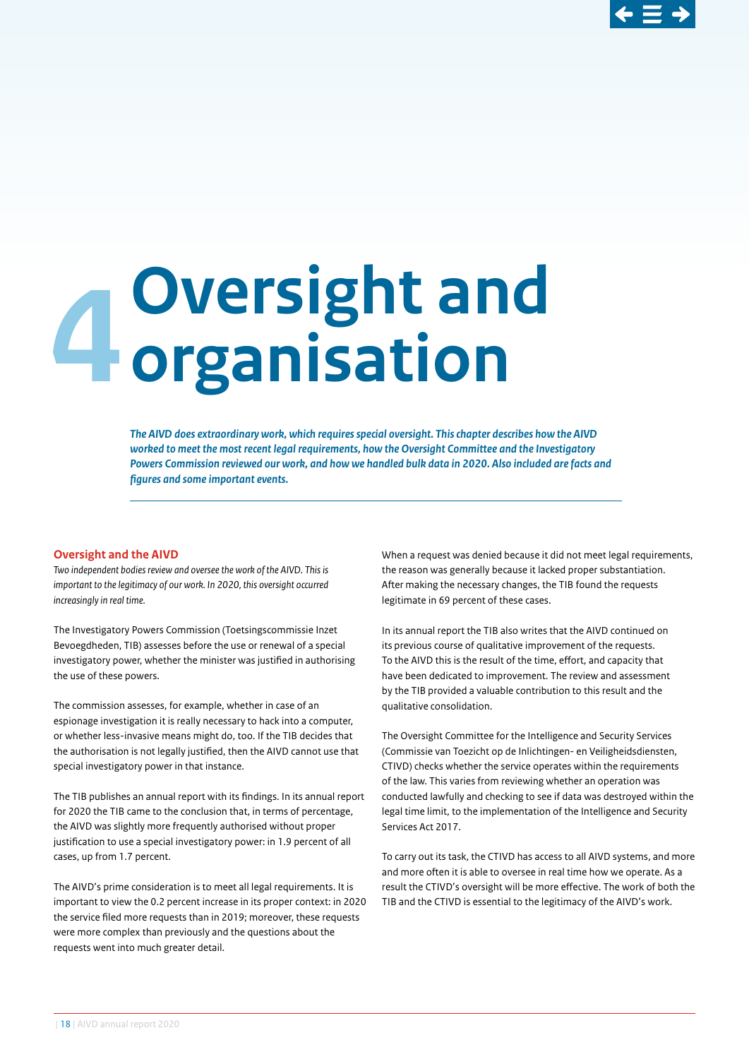# 4 Oversight and organisation

***The AIVD does extraordinary work, which requires special oversight. This chapter describes how the AIVD worked to meet the most recent legal requirements, how the Oversight Committee and the Investigatory Powers Commission reviewed our work, and how we handled bulk data in 2020. Also included are facts and figures and some important events.***

## Oversight and the AIVD

*Two independent bodies review and oversee the work of the AIVD. This is important to the legitimacy of our work. In 2020, this oversight occurred increasingly in real time.*

The Investigatory Powers Commission (Toetsingscommissie Inzet Bevoegdheden, TIB) assesses before the use or renewal of a special investigatory power, whether the minister was justified in authorising the use of these powers.

The commission assesses, for example, whether in case of an espionage investigation it is really necessary to hack into a computer, or whether less-invasive means might do, too. If the TIB decides that the authorisation is not legally justified, then the AIVD cannot use that special investigatory power in that instance.

The TIB publishes an annual report with its findings. In its annual report for 2020 the TIB came to the conclusion that, in terms of percentage, the AIVD was slightly more frequently authorised without proper justification to use a special investigatory power: in 1.9 percent of all cases, up from 1.7 percent.

The AIVD's prime consideration is to meet all legal requirements. It is important to view the 0.2 percent increase in its proper context: in 2020 the service filed more requests than in 2019; moreover, these requests were more complex than previously and the questions about the requests went into much greater detail.

When a request was denied because it did not meet legal requirements, the reason was generally because it lacked proper substantiation. After making the necessary changes, the TIB found the requests legitimate in 69 percent of these cases.

In its annual report the TIB also writes that the AIVD continued on its previous course of qualitative improvement of the requests. To the AIVD this is the result of the time, effort, and capacity that have been dedicated to improvement. The review and assessment by the TIB provided a valuable contribution to this result and the qualitative consolidation.

The Oversight Committee for the Intelligence and Security Services (Commissie van Toezicht op de Inlichtingen- en Veiligheidsdiensten, CTIVD) checks whether the service operates within the requirements of the law. This varies from reviewing whether an operation was conducted lawfully and checking to see if data was destroyed within the legal time limit, to the implementation of the Intelligence and Security Services Act 2017.

To carry out its task, the CTIVD has access to all AIVD systems, and more and more often it is able to oversee in real time how we operate. As a result the CTIVD's oversight will be more effective. The work of both the TIB and the CTIVD is essential to the legitimacy of the AIVD's work.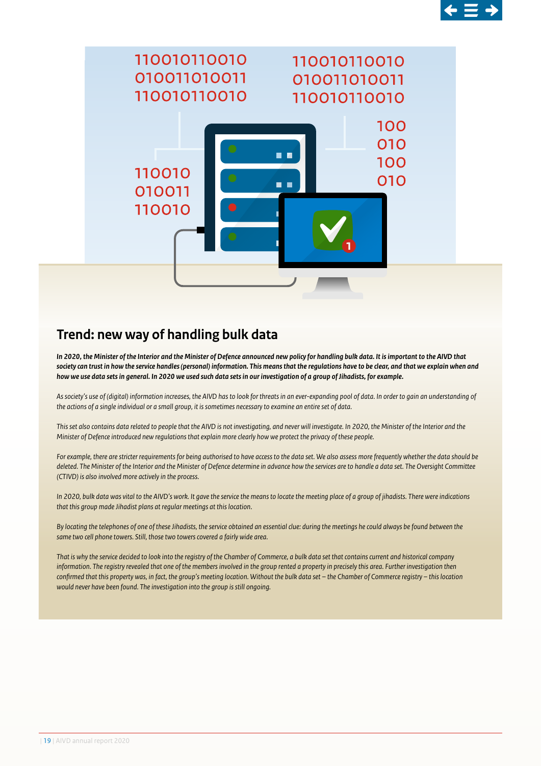## Trend: new way of handling bulk data

***In 2020, the Minister of the Interior and the Minister of Defence announced new policy for handling bulk data. It is important to the AIVD that society can trust in how the service handles (personal) information. This means that the regulations have to be clear, and that we explain when and how we use data sets in general. In 2020 we used such data sets in our investigation of a group of Jihadists, for example.***

*As society's use of (digital) information increases, the AIVD has to look for threats in an ever-expanding pool of data. In order to gain an understanding of the actions of a single individual or a small group, it is sometimes necessary to examine an entire set of data.*

*This set also contains data related to people that the AIVD is not investigating, and never will investigate. In 2020, the Minister of the Interior and the Minister of Defence introduced new regulations that explain more clearly how we protect the privacy of these people.*

*For example, there are stricter requirements for being authorised to have access to the data set. We also assess more frequently whether the data should be deleted. The Minister of the Interior and the Minister of Defence determine in advance how the services are to handle a data set. The Oversight Committee (CTIVD) is also involved more actively in the process.*

*In 2020, bulk data was vital to the AIVD's work. It gave the service the means to locate the meeting place of a group of jihadists. There were indications that this group made Jihadist plans at regular meetings at this location.*

*By locating the telephones of one of these Jihadists, the service obtained an essential clue: during the meetings he could always be found between the same two cell phone towers. Still, those two towers covered a fairly wide area.*

*That is why the service decided to look into the registry of the Chamber of Commerce, a bulk data set that contains current and historical company information. The registry revealed that one of the members involved in the group rented a property in precisely this area. Further investigation then confirmed that this property was, in fact, the group's meeting location. Without the bulk data set – the Chamber of Commerce registry – this location would never have been found. The investigation into the group is still ongoing.*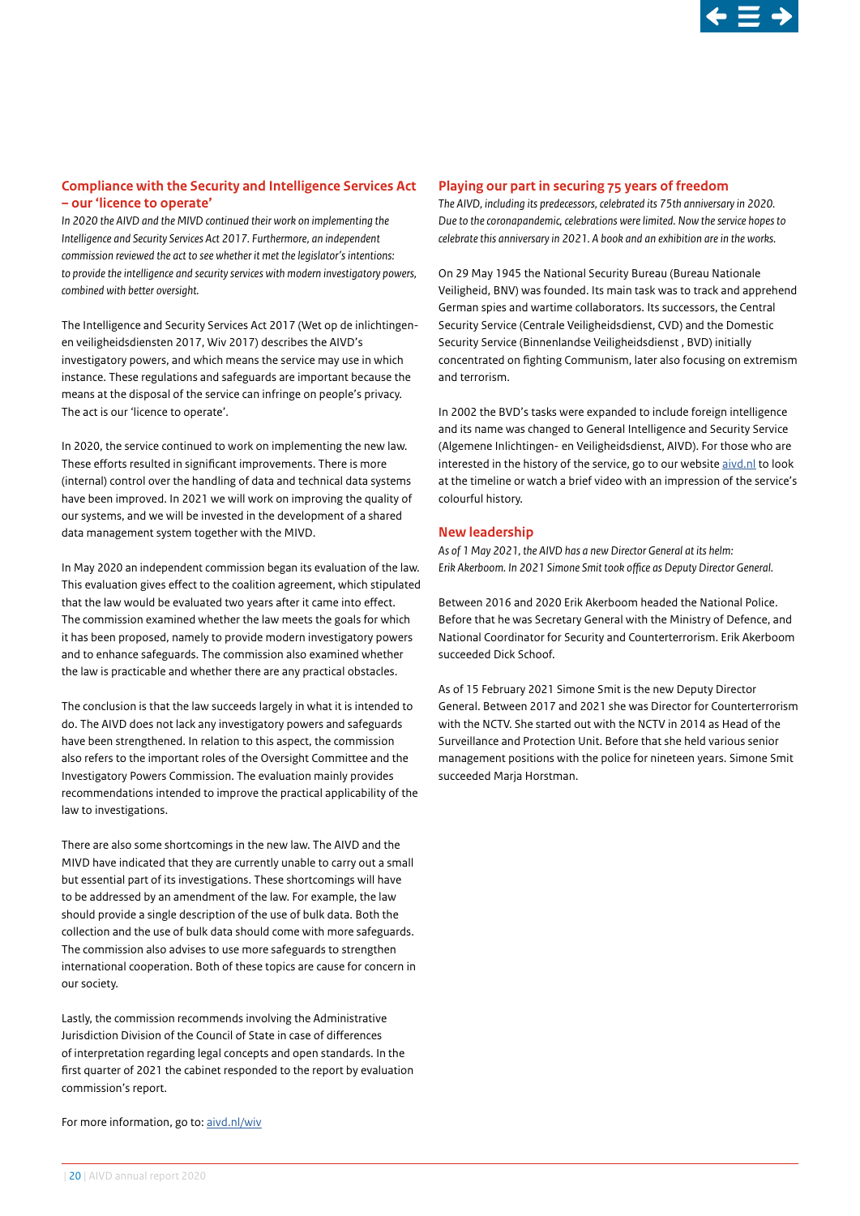## Compliance with the Security and Intelligence Services Act – our 'licence to operate'

*In 2020 the AIVD and the MIVD continued their work on implementing the Intelligence and Security Services Act 2017. Furthermore, an independent commission reviewed the act to see whether it met the legislator's intentions: to provide the intelligence and security services with modern investigatory powers, combined with better oversight.*

The Intelligence and Security Services Act 2017 (Wet op de inlichtingen- en veiligheidsdiensten 2017, Wiv 2017) describes the AIVD's investigatory powers, and which means the service may use in which instance. These regulations and safeguards are important because the means at the disposal of the service can infringe on people's privacy. The act is our 'licence to operate'.

In 2020, the service continued to work on implementing the new law. These efforts resulted in significant improvements. There is more (internal) control over the handling of data and technical data systems have been improved. In 2021 we will work on improving the quality of our systems, and we will be invested in the development of a shared data management system together with the MIVD.

In May 2020 an independent commission began its evaluation of the law. This evaluation gives effect to the coalition agreement, which stipulated that the law would be evaluated two years after it came into effect. The commission examined whether the law meets the goals for which it has been proposed, namely to provide modern investigatory powers and to enhance safeguards. The commission also examined whether the law is practicable and whether there are any practical obstacles.

The conclusion is that the law succeeds largely in what it is intended to do. The AIVD does not lack any investigatory powers and safeguards have been strengthened. In relation to this aspect, the commission also refers to the important roles of the Oversight Committee and the Investigatory Powers Commission. The evaluation mainly provides recommendations intended to improve the practical applicability of the law to investigations.

There are also some shortcomings in the new law. The AIVD and the MIVD have indicated that they are currently unable to carry out a small but essential part of its investigations. These shortcomings will have to be addressed by an amendment of the law. For example, the law should provide a single description of the use of bulk data. Both the collection and the use of bulk data should come with more safeguards. The commission also advises to use more safeguards to strengthen international cooperation. Both of these topics are cause for concern in our society.

Lastly, the commission recommends involving the Administrative Jurisdiction Division of the Council of State in case of differences of interpretation regarding legal concepts and open standards. In the first quarter of 2021 the cabinet responded to the report by evaluation commission's report.

For more information, go to: aivd.nl/wiv

## Playing our part in securing 75 years of freedom

*The AIVD, including its predecessors, celebrated its 75th anniversary in 2020. Due to the coronapandemic, celebrations were limited. Now the service hopes to celebrate this anniversary in 2021. A book and an exhibition are in the works.*

On 29 May 1945 the National Security Bureau (Bureau Nationale Veiligheid, BNV) was founded. Its main task was to track and apprehend German spies and wartime collaborators. Its successors, the Central Security Service (Centrale Veiligheidsdienst, CVD) and the Domestic Security Service (Binnenlandse Veiligheidsdienst , BVD) initially concentrated on fighting Communism, later also focusing on extremism and terrorism.

In 2002 the BVD's tasks were expanded to include foreign intelligence and its name was changed to General Intelligence and Security Service (Algemene Inlichtingen- en Veiligheidsdienst, AIVD). For those who are interested in the history of the service, go to our website aivd.nl to look at the timeline or watch a brief video with an impression of the service's colourful history.

## New leadership

*As of 1 May 2021, the AIVD has a new Director General at its helm: Erik Akerboom. In 2021 Simone Smit took office as Deputy Director General.*

Between 2016 and 2020 Erik Akerboom headed the National Police. Before that he was Secretary General with the Ministry of Defence, and National Coordinator for Security and Counterterrorism. Erik Akerboom succeeded Dick Schoof.

As of 15 February 2021 Simone Smit is the new Deputy Director General. Between 2017 and 2021 she was Director for Counterterrorism with the NCTV. She started out with the NCTV in 2014 as Head of the Surveillance and Protection Unit. Before that she held various senior management positions with the police for nineteen years. Simone Smit succeeded Marja Horstman.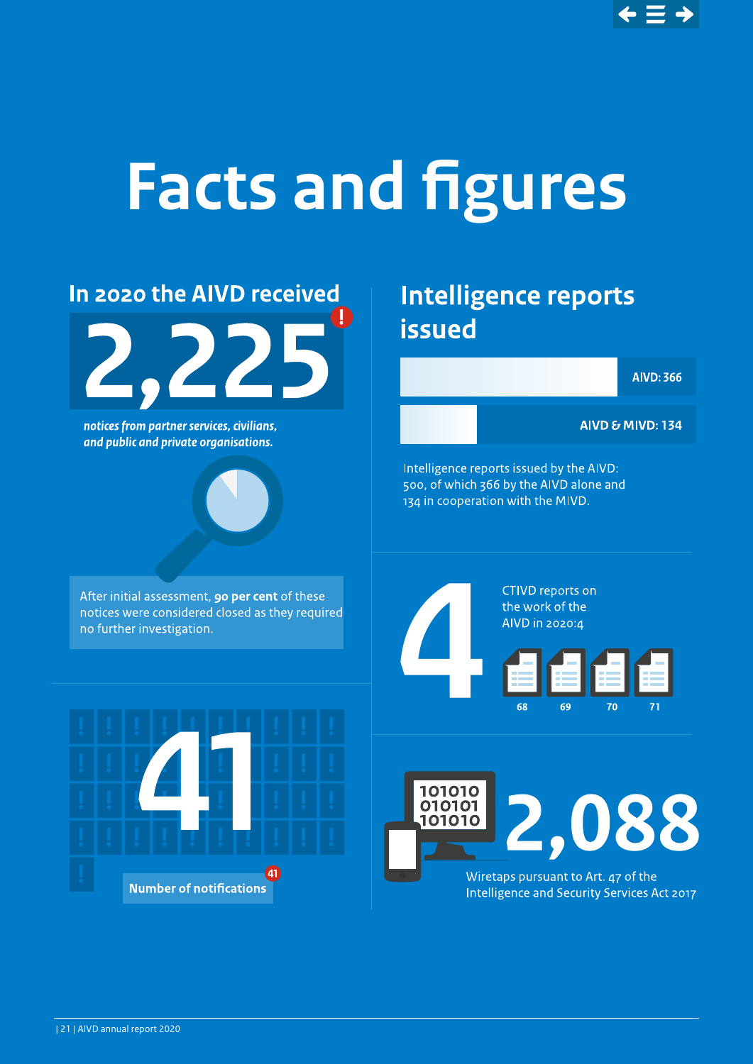# Facts and figures

## In 2020 the AIVD received

2,225

***notices from partner services, civilians, and public and private organisations.***

After initial assessment, **90 per cent** of these notices were considered closed as they required no further investigation.

41

Number of notifications

41

## Intelligence reports issued

AIVD: 366

AIVD & MIVD: 134

Intelligence reports issued by the AIVD: 500, of which 366 by the AIVD alone and 134 in cooperation with the MIVD.

4

CTIVD reports on the work of the AIVD in 2020:4

68 69 70 71

2,088

Wiretaps pursuant to Art. 47 of the Intelligence and Security Services Act 2017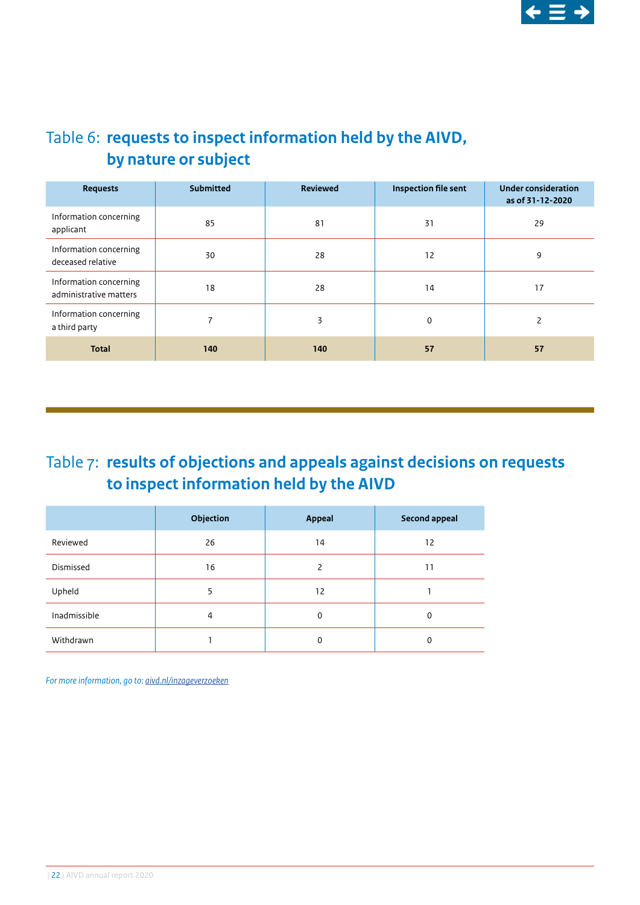## Table 6: **requests to inspect information held by the AIVD, by nature or subject**

| Requests | Submitted | Reviewed | Inspection file sent | Under consideration as of 31-12-2020 |
|---|---|---|---|---|
| Information concerning applicant | 85 | 81 | 31 | 29 |
| Information concerning deceased relative | 30 | 28 | 12 | 9 |
| Information concerning administrative matters | 18 | 28 | 14 | 17 |
| Information concerning a third party | 7 | 3 | 0 | 2 |
| **Total** | **140** | **140** | **57** | **57** |

## Table 7: **results of objections and appeals against decisions on requests to inspect information held by the AIVD**

| | Objection | Appeal | Second appeal |
|---|---|---|---|
| Reviewed | 26 | 14 | 12 |
| Dismissed | 16 | 2 | 11 |
| Upheld | 5 | 12 | 1 |
| Inadmissible | 4 | 0 | 0 |
| Withdrawn | 1 | 0 | 0 |

*For more information, go to: aivd.nl/inzageverzoeken*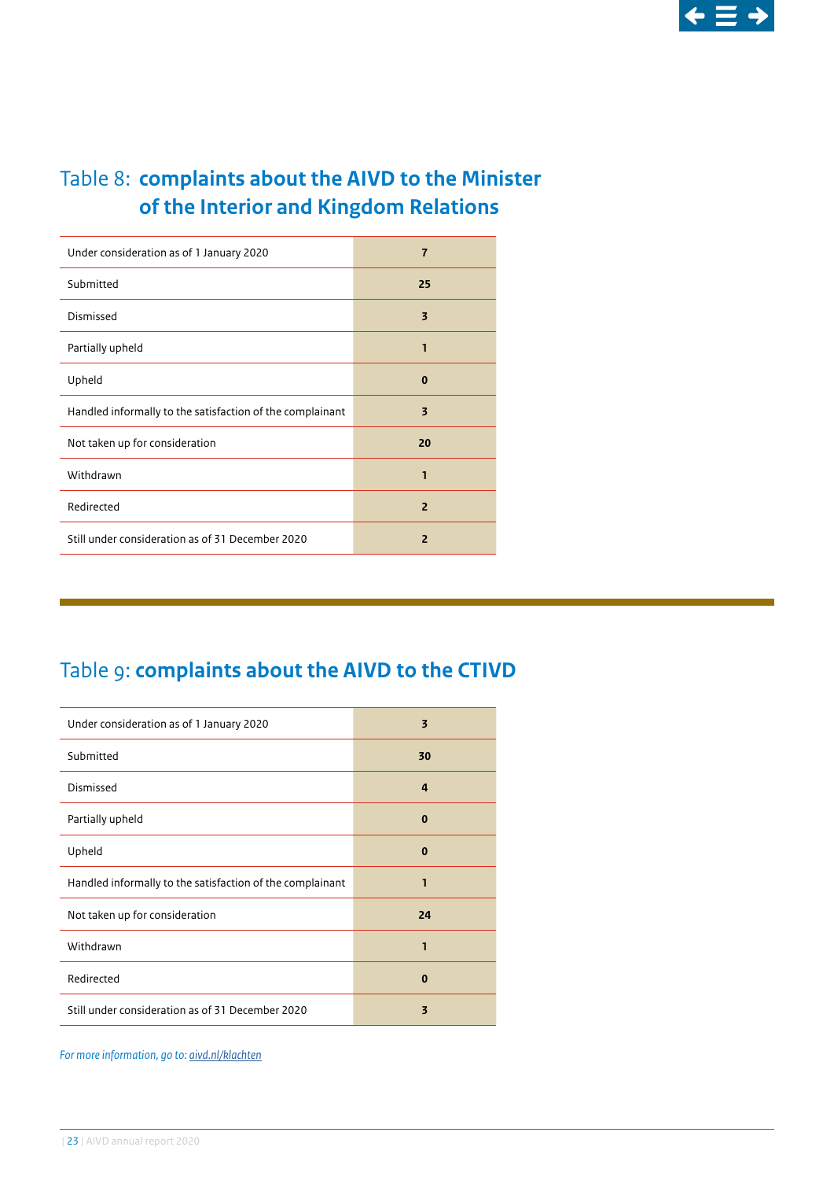## Table 8: **complaints about the AIVD to the Minister of the Interior and Kingdom Relations**

| | |
|---|---|
| Under consideration as of 1 January 2020 | **7** |
| Submitted | **25** |
| Dismissed | **3** |
| Partially upheld | **1** |
| Upheld | **0** |
| Handled informally to the satisfaction of the complainant | **3** |
| Not taken up for consideration | **20** |
| Withdrawn | **1** |
| Redirected | **2** |
| Still under consideration as of 31 December 2020 | **2** |

## Table 9: **complaints about the AIVD to the CTIVD**

| | |
|---|---|
| Under consideration as of 1 January 2020 | **3** |
| Submitted | **30** |
| Dismissed | **4** |
| Partially upheld | **0** |
| Upheld | **0** |
| Handled informally to the satisfaction of the complainant | **1** |
| Not taken up for consideration | **24** |
| Withdrawn | **1** |
| Redirected | **0** |
| Still under consideration as of 31 December 2020 | **3** |

*For more information, go to: aivd.nl/klachten*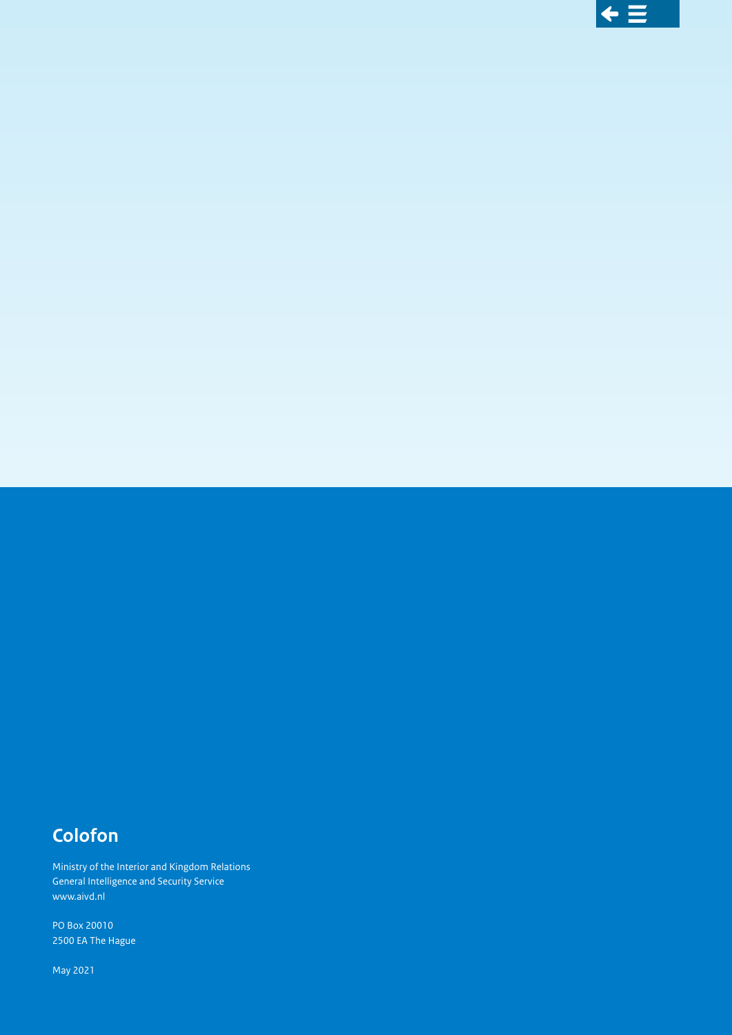## Colofon

Ministry of the Interior and Kingdom Relations
General Intelligence and Security Service
www.aivd.nl

PO Box 20010
2500 EA The Hague

May 2021